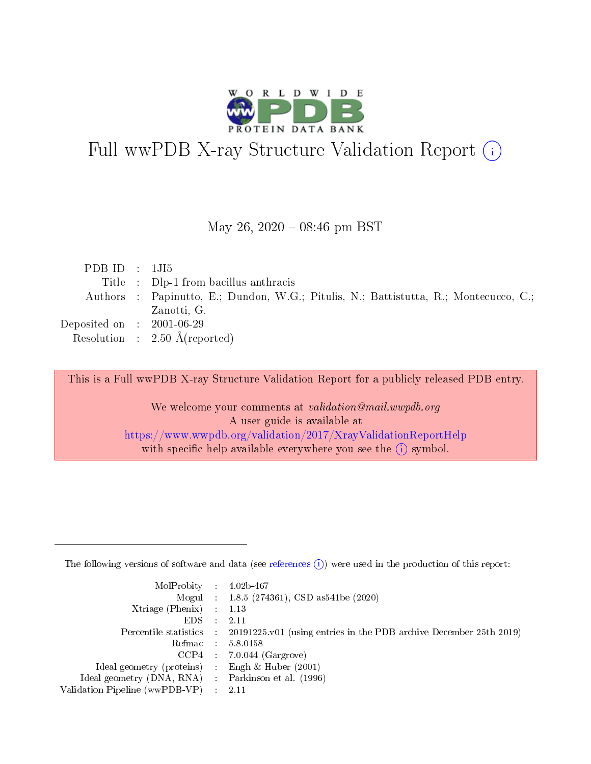# Full wwPDB X-ray Structure Validation Report (i)

May 26, 2020 – 08:46 pm BST

| | | |
|---|---|---|
| PDB ID | : | 1JI5 |
| Title | : | Dlp-1 from bacillus anthracis |
| Authors | : | Papinutto, E.; Dundon, W.G.; Pitulis, N.; Battistutta, R.; Montecucco, C.; Zanotti, G. |
| Deposited on | : | 2001-06-29 |
| Resolution | : | 2.50 Å(reported) |

This is a Full wwPDB X-ray Structure Validation Report for a publicly released PDB entry.

We welcome your comments at *validation@mail.wwpdb.org*
A user guide is available at
https://www.wwpdb.org/validation/2017/XrayValidationReportHelp
with specific help available everywhere you see the (i) symbol.

---

The following versions of software and data (see references (i)) were used in the production of this report:

| | | |
|---|---|---|
| MolProbity | : | 4.02b-467 |
| Mogul | : | 1.8.5 (274361), CSD as541be (2020) |
| Xtriage (Phenix) | : | 1.13 |
| EDS | : | 2.11 |
| Percentile statistics | : | 20191225.v01 (using entries in the PDB archive December 25th 2019) |
| Refmac | : | 5.8.0158 |
| CCP4 | : | 7.0.044 (Gargrove) |
| Ideal geometry (proteins) | : | Engh & Huber (2001) |
| Ideal geometry (DNA, RNA) | : | Parkinson et al. (1996) |
| Validation Pipeline (wwPDB-VP) | : | 2.11 |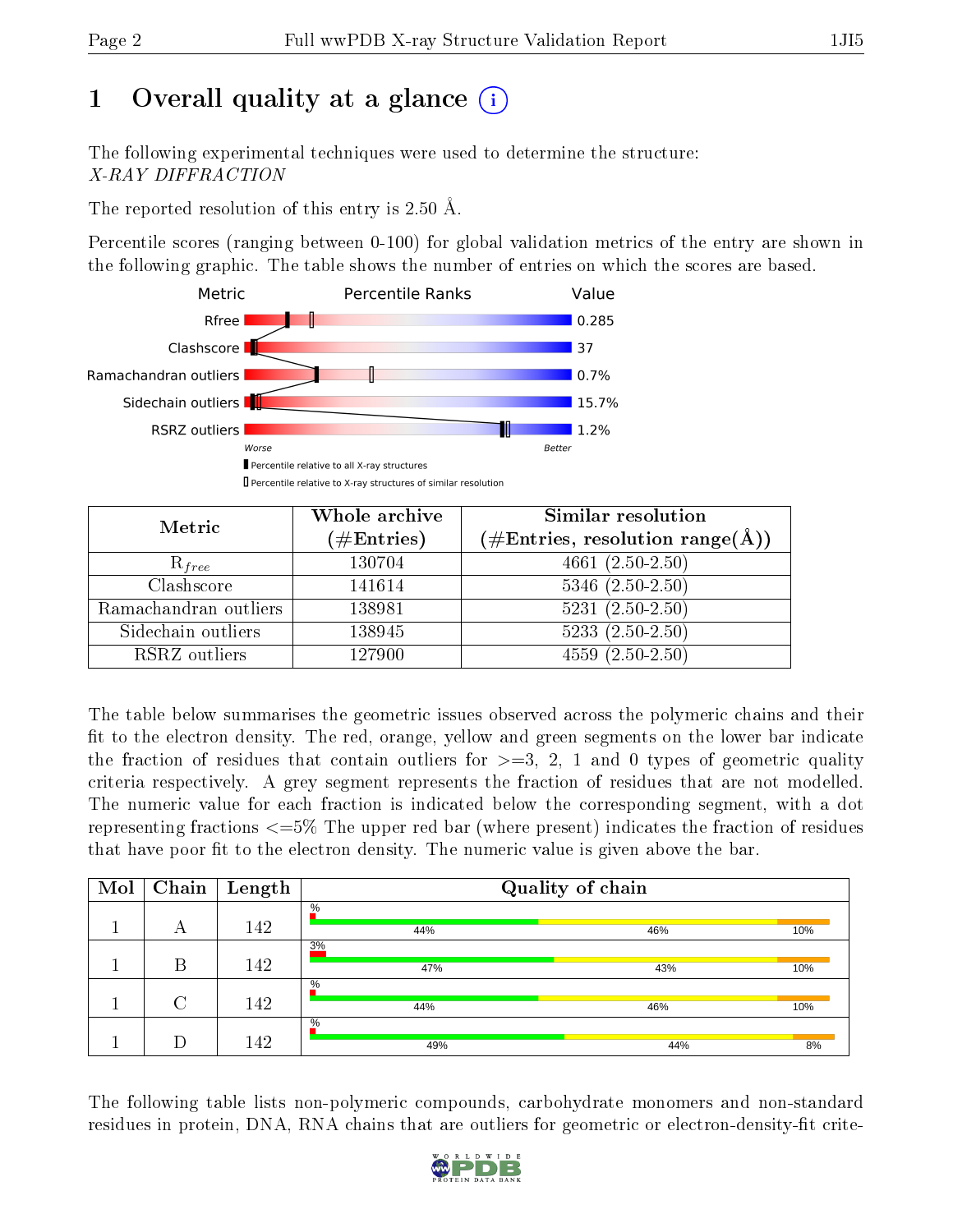# 1 Overall quality at a glance

The following experimental techniques were used to determine the structure:
*X-RAY DIFFRACTION*

The reported resolution of this entry is 2.50 Å.

Percentile scores (ranging between 0-100) for global validation metrics of the entry are shown in the following graphic. The table shows the number of entries on which the scores are based.

| Metric | Value |
|---|---|
| Rfree | 0.285 |
| Clashscore | 37 |
| Ramachandran outliers | 0.7% |
| Sidechain outliers | 15.7% |
| RSRZ outliers | 1.2% |

| Metric | Whole archive (#Entries) | Similar resolution (#Entries, resolution range(Å)) |
|---|---|---|
| $R_{free}$ | 130704 | 4661 (2.50-2.50) |
| Clashscore | 141614 | 5346 (2.50-2.50) |
| Ramachandran outliers | 138981 | 5231 (2.50-2.50) |
| Sidechain outliers | 138945 | 5233 (2.50-2.50) |
| RSRZ outliers | 127900 | 4559 (2.50-2.50) |

The table below summarises the geometric issues observed across the polymeric chains and their fit to the electron density. The red, orange, yellow and green segments on the lower bar indicate the fraction of residues that contain outliers for >=3, 2, 1 and 0 types of geometric quality criteria respectively. A grey segment represents the fraction of residues that are not modelled. The numeric value for each fraction is indicated below the corresponding segment, with a dot representing fractions <=5% The upper red bar (where present) indicates the fraction of residues that have poor fit to the electron density. The numeric value is given above the bar.

| Mol | Chain | Length | Quality of chain |
|---|---|---|---|
| 1 | A | 142 | % ; 44% ; 46% ; 10% |
| 1 | B | 142 | 3% ; 47% ; 43% ; 10% |
| 1 | C | 142 | % ; 44% ; 46% ; 10% |
| 1 | D | 142 | % ; 49% ; 44% ; 8% |

The following table lists non-polymeric compounds, carbohydrate monomers and non-standard residues in protein, DNA, RNA chains that are outliers for geometric or electron-density-fit crite-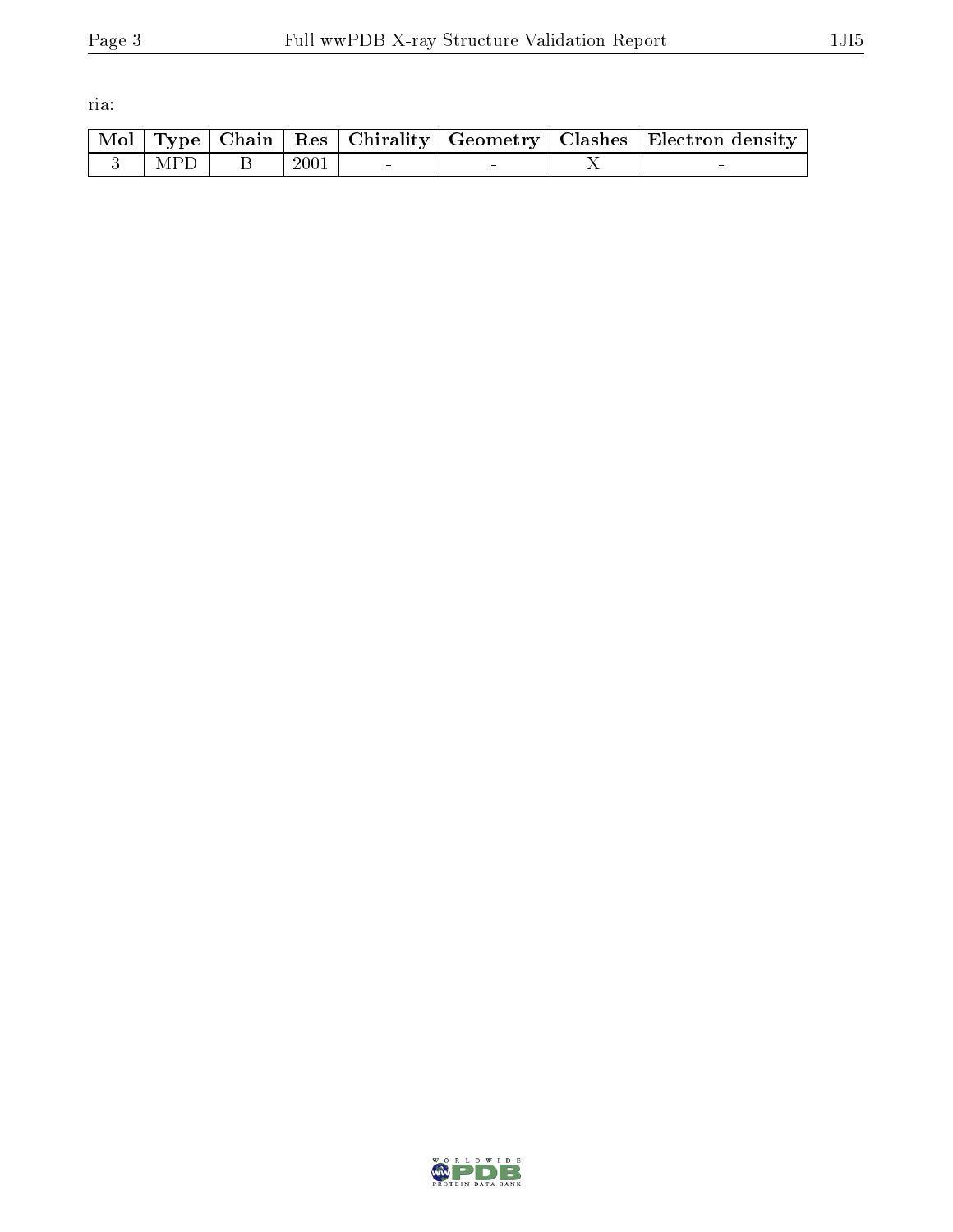ria:

| Mol | Type | Chain | Res | Chirality | Geometry | Clashes | Electron density |
|---|---|---|---|---|---|---|---|
| 3 | MPD | B | 2001 | - | - | X | - |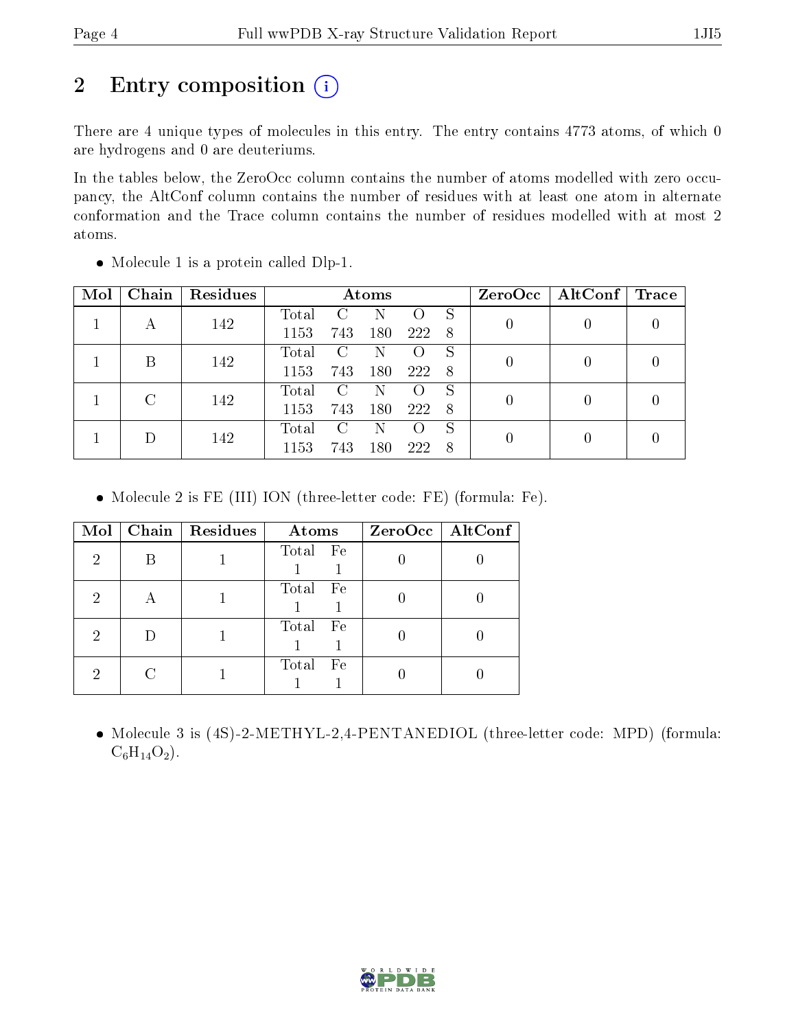# 2 Entry composition (i)

There are 4 unique types of molecules in this entry. The entry contains 4773 atoms, of which 0 are hydrogens and 0 are deuteriums.

In the tables below, the ZeroOcc column contains the number of atoms modelled with zero occupancy, the AltConf column contains the number of residues with at least one atom in alternate conformation and the Trace column contains the number of residues modelled with at most 2 atoms.

- Molecule 1 is a protein called Dlp-1.

| Mol | Chain | Residues | Atoms | | | | | ZeroOcc | AltConf | Trace |
|---|---|---|---|---|---|---|---|---|---|---|
| 1 | A | 142 | Total 1153 | C 743 | N 180 | O 222 | S 8 | 0 | 0 | 0 |
| 1 | B | 142 | Total 1153 | C 743 | N 180 | O 222 | S 8 | 0 | 0 | 0 |
| 1 | C | 142 | Total 1153 | C 743 | N 180 | O 222 | S 8 | 0 | 0 | 0 |
| 1 | D | 142 | Total 1153 | C 743 | N 180 | O 222 | S 8 | 0 | 0 | 0 |

- Molecule 2 is FE (III) ION (three-letter code: FE) (formula: Fe).

| Mol | Chain | Residues | Atoms | | ZeroOcc | AltConf |
|---|---|---|---|---|---|---|
| 2 | B | 1 | Total 1 | Fe 1 | 0 | 0 |
| 2 | A | 1 | Total 1 | Fe 1 | 0 | 0 |
| 2 | D | 1 | Total 1 | Fe 1 | 0 | 0 |
| 2 | C | 1 | Total 1 | Fe 1 | 0 | 0 |

- Molecule 3 is (4S)-2-METHYL-2,4-PENTANEDIOL (three-letter code: MPD) (formula: $C_6H_{14}O_2$).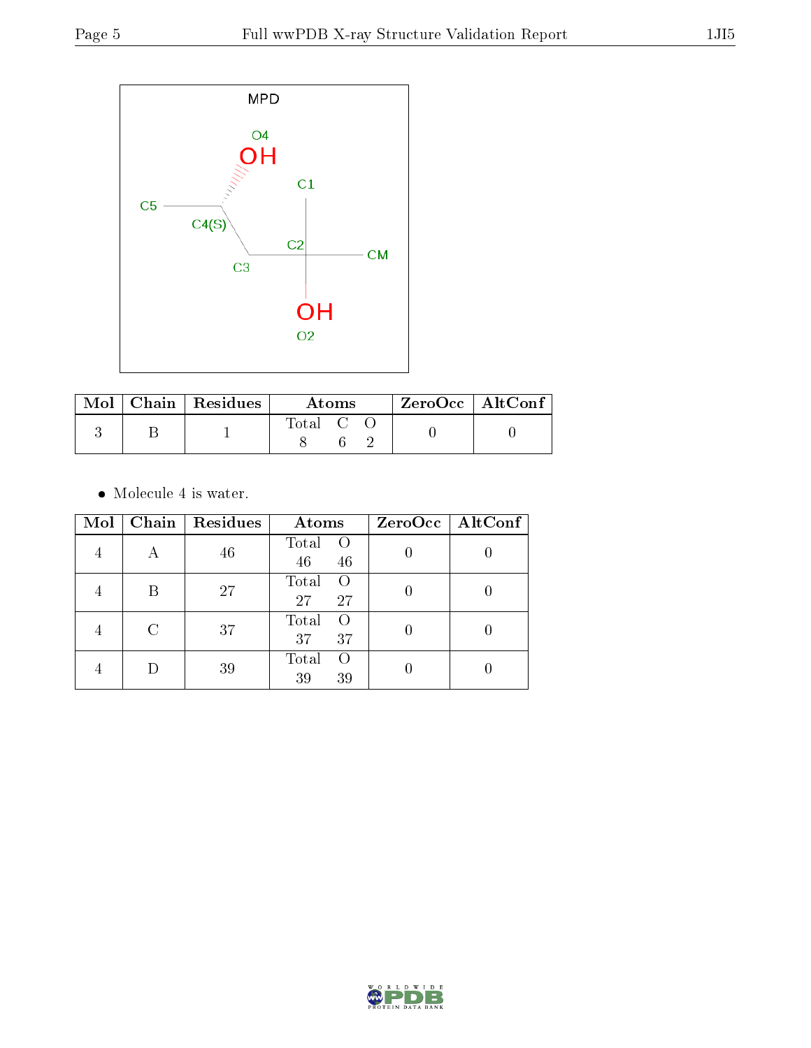MPD

| Mol | Chain | Residues | Atoms | ZeroOcc | AltConf |
|---|---|---|---|---|---|
| 3 | B | 1 | Total C O<br>8 6 2 | 0 | 0 |

- Molecule 4 is water.

| Mol | Chain | Residues | Atoms | ZeroOcc | AltConf |
|---|---|---|---|---|---|
| 4 | A | 46 | Total O<br>46 46 | 0 | 0 |
| 4 | B | 27 | Total O<br>27 27 | 0 | 0 |
| 4 | C | 37 | Total O<br>37 37 | 0 | 0 |
| 4 | D | 39 | Total O<br>39 39 | 0 | 0 |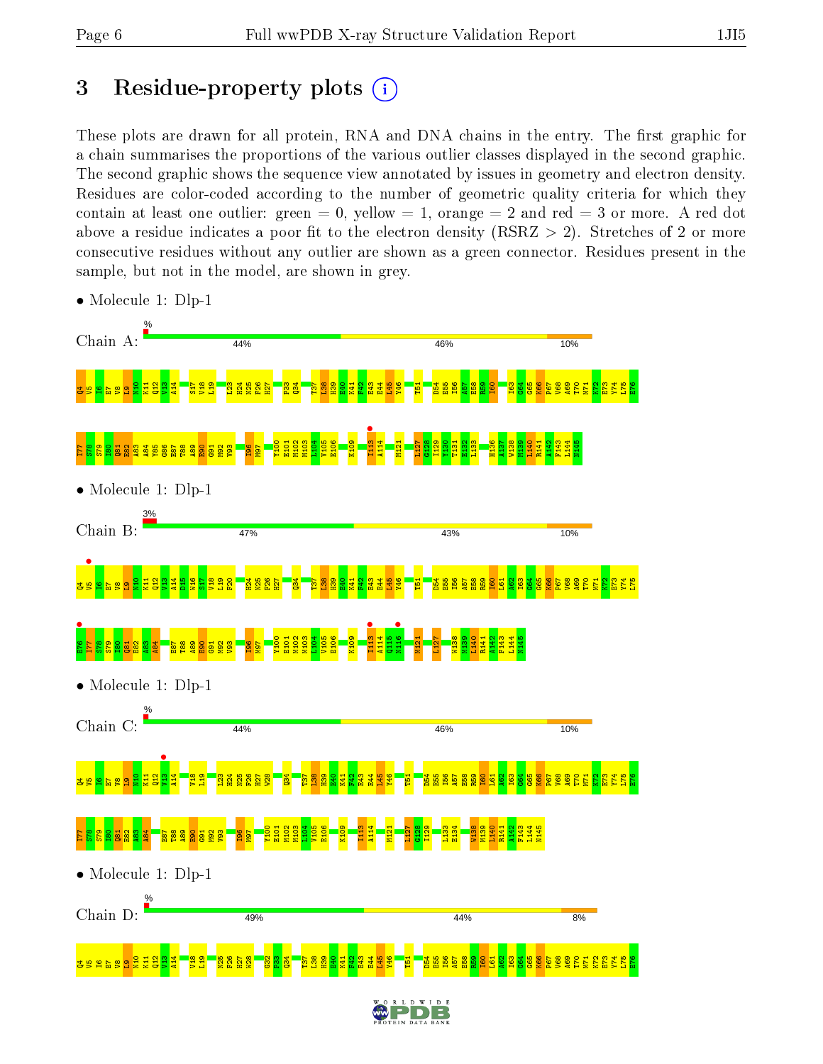# 3 Residue-property plots

These plots are drawn for all protein, RNA and DNA chains in the entry. The first graphic for a chain summarises the proportions of the various outlier classes displayed in the second graphic. The second graphic shows the sequence view annotated by issues in geometry and electron density. Residues are color-coded according to the number of geometric quality criteria for which they contain at least one outlier: green = 0, yellow = 1, orange = 2 and red = 3 or more. A red dot above a residue indicates a poor fit to the electron density (RSRZ > 2). Stretches of 2 or more consecutive residues without any outlier are shown as a green connector. Residues present in the sample, but not in the model, are shown in grey.

- Molecule 1: Dlp-1

Chain A: 44% 46% 10%

- Molecule 1: Dlp-1

Chain B: 3% 47% 43% 10%

- Molecule 1: Dlp-1

Chain C: 44% 46% 10%

- Molecule 1: Dlp-1

Chain D: 49% 44% 8%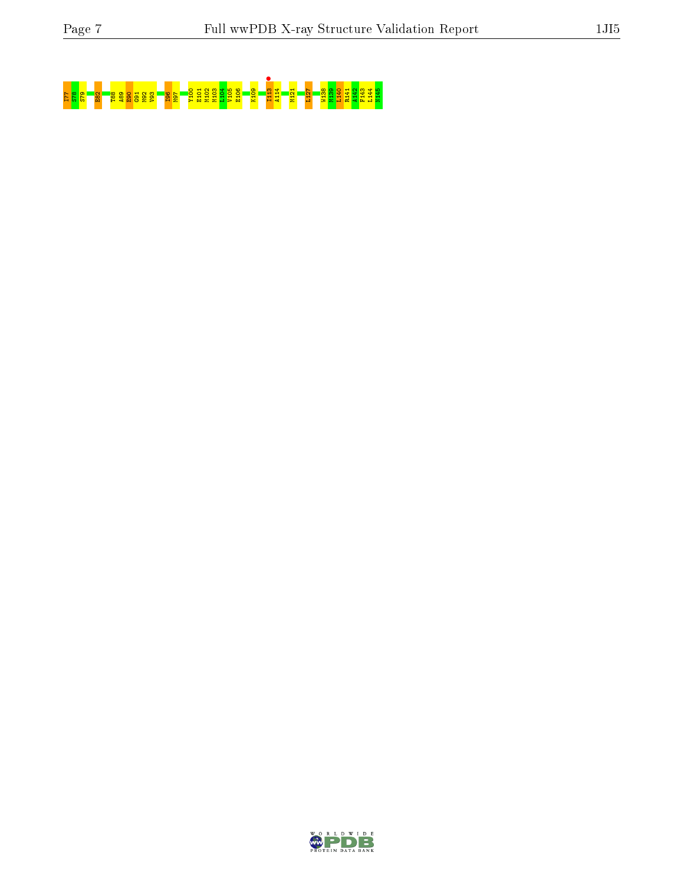I77 S78 S79 E82 T88 A89 E90 G91 M92 V93 I96 M97 Y100 E101 M102 M103 L104 V105 E106 K109 I113 A114 M121 L127 W138 M139 L140 R141 A142 F143 L144 N145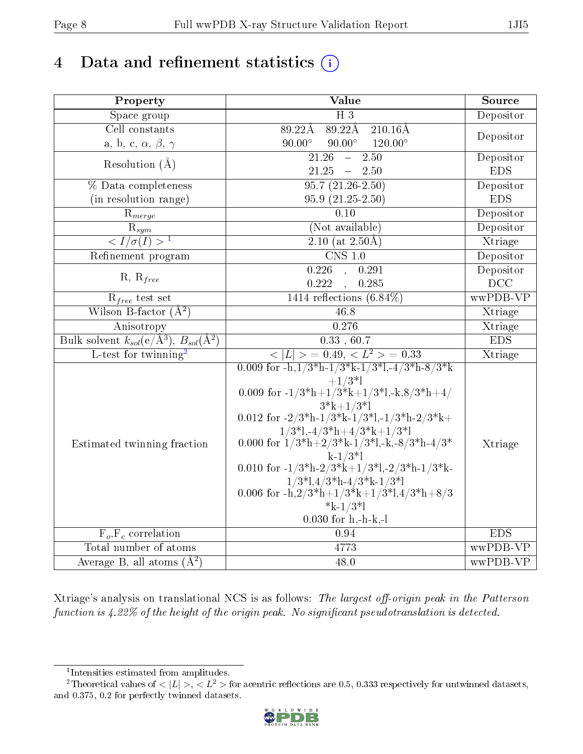# 4 Data and refinement statistics ⓘ

| Property | Value | Source |
|---|---|---|
| Space group | H 3 | Depositor |
| Cell constants<br>a, b, c, $\alpha$, $\beta$, $\gamma$ | 89.22Å 89.22Å 210.16Å<br>90.00° 90.00° 120.00° | Depositor |
| Resolution (Å) | 21.26 – 2.50<br>21.25 – 2.50 | Depositor<br>EDS |
| % Data completeness<br>(in resolution range) | 95.7 (21.26-2.50)<br>95.9 (21.25-2.50) | Depositor<br>EDS |
| $R_{merge}$ | 0.10 | Depositor |
| $R_{sym}$ | (Not available) | Depositor |
| $< I/\sigma(I) >$ [1] | 2.10 (at 2.50Å) | Xtriage |
| Refinement program | CNS 1.0 | Depositor |
| R, $R_{free}$ | 0.226 , 0.291<br>0.222 , 0.285 | Depositor<br>DCC |
| $R_{free}$ test set | 1414 reflections (6.84%) | wwPDB-VP |
| Wilson B-factor (Å$^2$) | 46.8 | Xtriage |
| Anisotropy | 0.276 | Xtriage |
| Bulk solvent $k_{sol}$(e/Å$^3$), $B_{sol}$(Å$^2$) | 0.33 , 60.7 | EDS |
| L-test for twinning[2] | $< \|L\| > = 0.49$, $< L^2 > = 0.33$ | Xtriage |
| Estimated twinning fraction | 0.009 for -h,1/3*h-1/3*k-1/3*l,-4/3*h-8/3*k+1/3*l<br>0.009 for -1/3*h+1/3*k+1/3*l,-k,8/3*h+4/3*k+1/3*l<br>0.012 for -2/3*h-1/3*k-1/3*l,-1/3*h-2/3*k+1/3*l,-4/3*h+4/3*k+1/3*l<br>0.000 for 1/3*h+2/3*k-1/3*l,-k,-8/3*h-4/3*k-1/3*l<br>0.010 for -1/3*h-2/3*k+1/3*l,-2/3*h-1/3*k-1/3*l,4/3*h-4/3*k-1/3*l<br>0.006 for -h,2/3*h+1/3*k+1/3*l,4/3*h+8/3*k-1/3*l<br>0.030 for h,-h-k,-l | Xtriage |
| $F_o$,$F_c$ correlation | 0.94 | EDS |
| Total number of atoms | 4773 | wwPDB-VP |
| Average B, all atoms (Å$^2$) | 48.0 | wwPDB-VP |

Xtriage's analysis on translational NCS is as follows: *The largest off-origin peak in the Patterson function is 4.22% of the height of the origin peak. No significant pseudotranslation is detected.*

[1] Intensities estimated from amplitudes.

[2] Theoretical values of $< |L| >$, $< L^2 >$ for acentric reflections are 0.5, 0.333 respectively for untwinned datasets, and 0.375, 0.2 for perfectly twinned datasets.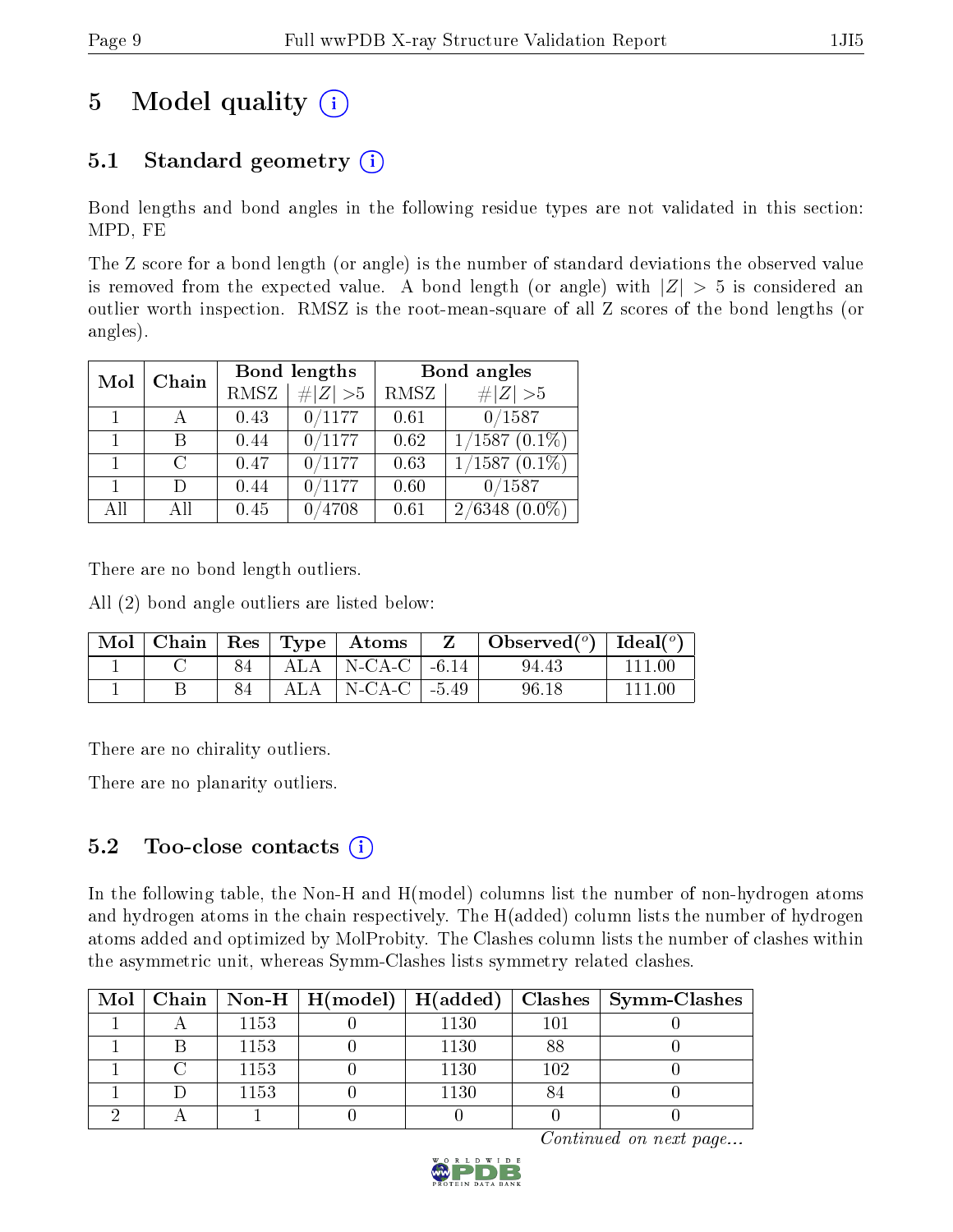# 5 Model quality

## 5.1 Standard geometry

Bond lengths and bond angles in the following residue types are not validated in this section: MPD, FE

The Z score for a bond length (or angle) is the number of standard deviations the observed value is removed from the expected value. A bond length (or angle) with $|Z| > 5$ is considered an outlier worth inspection. RMSZ is the root-mean-square of all Z scores of the bond lengths (or angles).

| Mol | Chain | Bond lengths | | Bond angles | |
|---|---|---|---|---|---|
| | | RMSZ | #\|Z\| >5 | RMSZ | #\|Z\| >5 |
| 1 | A | 0.43 | 0/1177 | 0.61 | 0/1587 |
| 1 | B | 0.44 | 0/1177 | 0.62 | 1/1587 (0.1%) |
| 1 | C | 0.47 | 0/1177 | 0.63 | 1/1587 (0.1%) |
| 1 | D | 0.44 | 0/1177 | 0.60 | 0/1587 |
| All | All | 0.45 | 0/4708 | 0.61 | 2/6348 (0.0%) |

There are no bond length outliers.

All (2) bond angle outliers are listed below:

| Mol | Chain | Res | Type | Atoms | Z | Observed(°) | Ideal(°) |
|---|---|---|---|---|---|---|---|
| 1 | C | 84 | ALA | N-CA-C | -6.14 | 94.43 | 111.00 |
| 1 | B | 84 | ALA | N-CA-C | -5.49 | 96.18 | 111.00 |

There are no chirality outliers.

There are no planarity outliers.

## 5.2 Too-close contacts

In the following table, the Non-H and H(model) columns list the number of non-hydrogen atoms and hydrogen atoms in the chain respectively. The H(added) column lists the number of hydrogen atoms added and optimized by MolProbity. The Clashes column lists the number of clashes within the asymmetric unit, whereas Symm-Clashes lists symmetry related clashes.

| Mol | Chain | Non-H | H(model) | H(added) | Clashes | Symm-Clashes |
|---|---|---|---|---|---|---|
| 1 | A | 1153 | 0 | 1130 | 101 | 0 |
| 1 | B | 1153 | 0 | 1130 | 88 | 0 |
| 1 | C | 1153 | 0 | 1130 | 102 | 0 |
| 1 | D | 1153 | 0 | 1130 | 84 | 0 |
| 2 | A | 1 | 0 | 0 | 0 | 0 |

*Continued on next page...*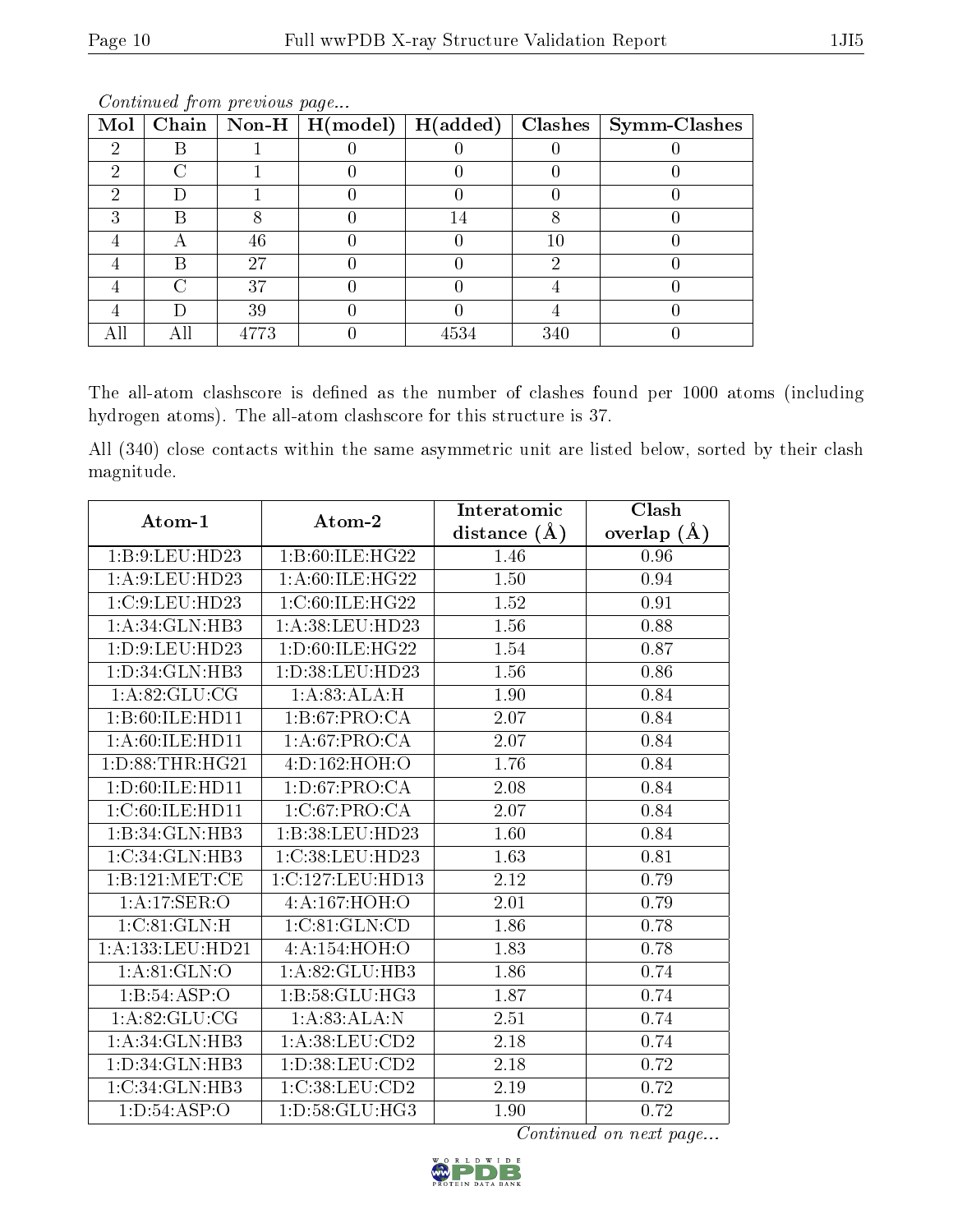*Continued from previous page...*

| Mol | Chain | Non-H | H(model) | H(added) | Clashes | Symm-Clashes |
|---|---|---|---|---|---|---|
| 2 | B | 1 | 0 | 0 | 0 | 0 |
| 2 | C | 1 | 0 | 0 | 0 | 0 |
| 2 | D | 1 | 0 | 0 | 0 | 0 |
| 3 | B | 8 | 0 | 14 | 8 | 0 |
| 4 | A | 46 | 0 | 0 | 10 | 0 |
| 4 | B | 27 | 0 | 0 | 2 | 0 |
| 4 | C | 37 | 0 | 0 | 4 | 0 |
| 4 | D | 39 | 0 | 0 | 4 | 0 |
| All | All | 4773 | 0 | 4534 | 340 | 0 |

The all-atom clashscore is defined as the number of clashes found per 1000 atoms (including hydrogen atoms). The all-atom clashscore for this structure is 37.

All (340) close contacts within the same asymmetric unit are listed below, sorted by their clash magnitude.

| Atom-1 | Atom-2 | Interatomic distance (Å) | Clash overlap (Å) |
|---|---|---|---|
| 1:B:9:LEU:HD23 | 1:B:60:ILE:HG22 | 1.46 | 0.96 |
| 1:A:9:LEU:HD23 | 1:A:60:ILE:HG22 | 1.50 | 0.94 |
| 1:C:9:LEU:HD23 | 1:C:60:ILE:HG22 | 1.52 | 0.91 |
| 1:A:34:GLN:HB3 | 1:A:38:LEU:HD23 | 1.56 | 0.88 |
| 1:D:9:LEU:HD23 | 1:D:60:ILE:HG22 | 1.54 | 0.87 |
| 1:D:34:GLN:HB3 | 1:D:38:LEU:HD23 | 1.56 | 0.86 |
| 1:A:82:GLU:CG | 1:A:83:ALA:H | 1.90 | 0.84 |
| 1:B:60:ILE:HD11 | 1:B:67:PRO:CA | 2.07 | 0.84 |
| 1:A:60:ILE:HD11 | 1:A:67:PRO:CA | 2.07 | 0.84 |
| 1:D:88:THR:HG21 | 4:D:162:HOH:O | 1.76 | 0.84 |
| 1:D:60:ILE:HD11 | 1:D:67:PRO:CA | 2.08 | 0.84 |
| 1:C:60:ILE:HD11 | 1:C:67:PRO:CA | 2.07 | 0.84 |
| 1:B:34:GLN:HB3 | 1:B:38:LEU:HD23 | 1.60 | 0.84 |
| 1:C:34:GLN:HB3 | 1:C:38:LEU:HD23 | 1.63 | 0.81 |
| 1:B:121:MET:CE | 1:C:127:LEU:HD13 | 2.12 | 0.79 |
| 1:A:17:SER:O | 4:A:167:HOH:O | 2.01 | 0.79 |
| 1:C:81:GLN:H | 1:C:81:GLN:CD | 1.86 | 0.78 |
| 1:A:133:LEU:HD21 | 4:A:154:HOH:O | 1.83 | 0.78 |
| 1:A:81:GLN:O | 1:A:82:GLU:HB3 | 1.86 | 0.74 |
| 1:B:54:ASP:O | 1:B:58:GLU:HG3 | 1.87 | 0.74 |
| 1:A:82:GLU:CG | 1:A:83:ALA:N | 2.51 | 0.74 |
| 1:A:34:GLN:HB3 | 1:A:38:LEU:CD2 | 2.18 | 0.74 |
| 1:D:34:GLN:HB3 | 1:D:38:LEU:CD2 | 2.18 | 0.72 |
| 1:C:34:GLN:HB3 | 1:C:38:LEU:CD2 | 2.19 | 0.72 |
| 1:D:54:ASP:O | 1:D:58:GLU:HG3 | 1.90 | 0.72 |

*Continued on next page...*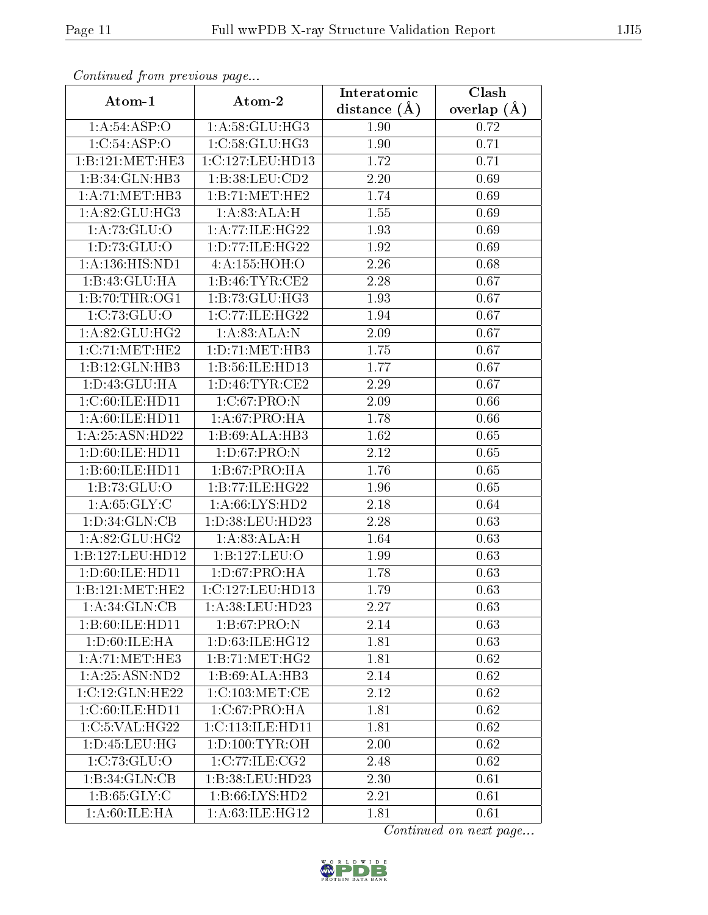*Continued from previous page...*

| Atom-1 | Atom-2 | Interatomic distance (Å) | Clash overlap (Å) |
|---|---|---|---|
| 1:A:54:ASP:O | 1:A:58:GLU:HG3 | 1.90 | 0.72 |
| 1:C:54:ASP:O | 1:C:58:GLU:HG3 | 1.90 | 0.71 |
| 1:B:121:MET:HE3 | 1:C:127:LEU:HD13 | 1.72 | 0.71 |
| 1:B:34:GLN:HB3 | 1:B:38:LEU:CD2 | 2.20 | 0.69 |
| 1:A:71:MET:HB3 | 1:B:71:MET:HE2 | 1.74 | 0.69 |
| 1:A:82:GLU:HG3 | 1:A:83:ALA:H | 1.55 | 0.69 |
| 1:A:73:GLU:O | 1:A:77:ILE:HG22 | 1.93 | 0.69 |
| 1:D:73:GLU:O | 1:D:77:ILE:HG22 | 1.92 | 0.69 |
| 1:A:136:HIS:ND1 | 4:A:155:HOH:O | 2.26 | 0.68 |
| 1:B:43:GLU:HA | 1:B:46:TYR:CE2 | 2.28 | 0.67 |
| 1:B:70:THR:OG1 | 1:B:73:GLU:HG3 | 1.93 | 0.67 |
| 1:C:73:GLU:O | 1:C:77:ILE:HG22 | 1.94 | 0.67 |
| 1:A:82:GLU:HG2 | 1:A:83:ALA:N | 2.09 | 0.67 |
| 1:C:71:MET:HE2 | 1:D:71:MET:HB3 | 1.75 | 0.67 |
| 1:B:12:GLN:HB3 | 1:B:56:ILE:HD13 | 1.77 | 0.67 |
| 1:D:43:GLU:HA | 1:D:46:TYR:CE2 | 2.29 | 0.67 |
| 1:C:60:ILE:HD11 | 1:C:67:PRO:N | 2.09 | 0.66 |
| 1:A:60:ILE:HD11 | 1:A:67:PRO:HA | 1.78 | 0.66 |
| 1:A:25:ASN:HD22 | 1:B:69:ALA:HB3 | 1.62 | 0.65 |
| 1:D:60:ILE:HD11 | 1:D:67:PRO:N | 2.12 | 0.65 |
| 1:B:60:ILE:HD11 | 1:B:67:PRO:HA | 1.76 | 0.65 |
| 1:B:73:GLU:O | 1:B:77:ILE:HG22 | 1.96 | 0.65 |
| 1:A:65:GLY:C | 1:A:66:LYS:HD2 | 2.18 | 0.64 |
| 1:D:34:GLN:CB | 1:D:38:LEU:HD23 | 2.28 | 0.63 |
| 1:A:82:GLU:HG2 | 1:A:83:ALA:H | 1.64 | 0.63 |
| 1:B:127:LEU:HD12 | 1:B:127:LEU:O | 1.99 | 0.63 |
| 1:D:60:ILE:HD11 | 1:D:67:PRO:HA | 1.78 | 0.63 |
| 1:B:121:MET:HE2 | 1:C:127:LEU:HD13 | 1.79 | 0.63 |
| 1:A:34:GLN:CB | 1:A:38:LEU:HD23 | 2.27 | 0.63 |
| 1:B:60:ILE:HD11 | 1:B:67:PRO:N | 2.14 | 0.63 |
| 1:D:60:ILE:HA | 1:D:63:ILE:HG12 | 1.81 | 0.63 |
| 1:A:71:MET:HE3 | 1:B:71:MET:HG2 | 1.81 | 0.62 |
| 1:A:25:ASN:ND2 | 1:B:69:ALA:HB3 | 2.14 | 0.62 |
| 1:C:12:GLN:HE22 | 1:C:103:MET:CE | 2.12 | 0.62 |
| 1:C:60:ILE:HD11 | 1:C:67:PRO:HA | 1.81 | 0.62 |
| 1:C:5:VAL:HG22 | 1:C:113:ILE:HD11 | 1.81 | 0.62 |
| 1:D:45:LEU:HG | 1:D:100:TYR:OH | 2.00 | 0.62 |
| 1:C:73:GLU:O | 1:C:77:ILE:CG2 | 2.48 | 0.62 |
| 1:B:34:GLN:CB | 1:B:38:LEU:HD23 | 2.30 | 0.61 |
| 1:B:65:GLY:C | 1:B:66:LYS:HD2 | 2.21 | 0.61 |
| 1:A:60:ILE:HA | 1:A:63:ILE:HG12 | 1.81 | 0.61 |

*Continued on next page...*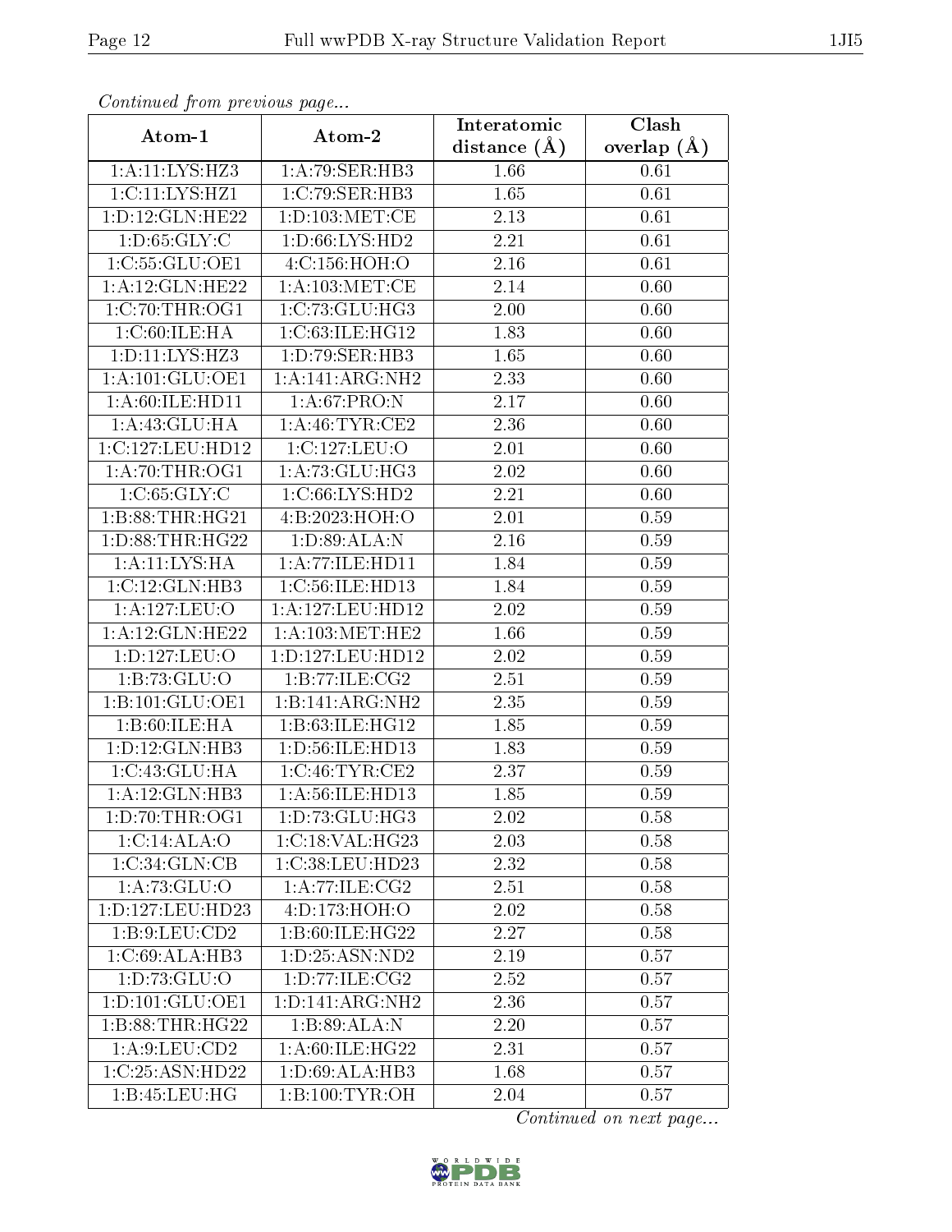*Continued from previous page...*

| Atom-1 | Atom-2 | Interatomic distance (Å) | Clash overlap (Å) |
| --- | --- | --- | --- |
| 1:A:11:LYS:HZ3 | 1:A:79:SER:HB3 | 1.66 | 0.61 |
| 1:C:11:LYS:HZ1 | 1:C:79:SER:HB3 | 1.65 | 0.61 |
| 1:D:12:GLN:HE22 | 1:D:103:MET:CE | 2.13 | 0.61 |
| 1:D:65:GLY:C | 1:D:66:LYS:HD2 | 2.21 | 0.61 |
| 1:C:55:GLU:OE1 | 4:C:156:HOH:O | 2.16 | 0.61 |
| 1:A:12:GLN:HE22 | 1:A:103:MET:CE | 2.14 | 0.60 |
| 1:C:70:THR:OG1 | 1:C:73:GLU:HG3 | 2.00 | 0.60 |
| 1:C:60:ILE:HA | 1:C:63:ILE:HG12 | 1.83 | 0.60 |
| 1:D:11:LYS:HZ3 | 1:D:79:SER:HB3 | 1.65 | 0.60 |
| 1:A:101:GLU:OE1 | 1:A:141:ARG:NH2 | 2.33 | 0.60 |
| 1:A:60:ILE:HD11 | 1:A:67:PRO:N | 2.17 | 0.60 |
| 1:A:43:GLU:HA | 1:A:46:TYR:CE2 | 2.36 | 0.60 |
| 1:C:127:LEU:HD12 | 1:C:127:LEU:O | 2.01 | 0.60 |
| 1:A:70:THR:OG1 | 1:A:73:GLU:HG3 | 2.02 | 0.60 |
| 1:C:65:GLY:C | 1:C:66:LYS:HD2 | 2.21 | 0.60 |
| 1:B:88:THR:HG21 | 4:B:2023:HOH:O | 2.01 | 0.59 |
| 1:D:88:THR:HG22 | 1:D:89:ALA:N | 2.16 | 0.59 |
| 1:A:11:LYS:HA | 1:A:77:ILE:HD11 | 1.84 | 0.59 |
| 1:C:12:GLN:HB3 | 1:C:56:ILE:HD13 | 1.84 | 0.59 |
| 1:A:127:LEU:O | 1:A:127:LEU:HD12 | 2.02 | 0.59 |
| 1:A:12:GLN:HE22 | 1:A:103:MET:HE2 | 1.66 | 0.59 |
| 1:D:127:LEU:O | 1:D:127:LEU:HD12 | 2.02 | 0.59 |
| 1:B:73:GLU:O | 1:B:77:ILE:CG2 | 2.51 | 0.59 |
| 1:B:101:GLU:OE1 | 1:B:141:ARG:NH2 | 2.35 | 0.59 |
| 1:B:60:ILE:HA | 1:B:63:ILE:HG12 | 1.85 | 0.59 |
| 1:D:12:GLN:HB3 | 1:D:56:ILE:HD13 | 1.83 | 0.59 |
| 1:C:43:GLU:HA | 1:C:46:TYR:CE2 | 2.37 | 0.59 |
| 1:A:12:GLN:HB3 | 1:A:56:ILE:HD13 | 1.85 | 0.59 |
| 1:D:70:THR:OG1 | 1:D:73:GLU:HG3 | 2.02 | 0.58 |
| 1:C:14:ALA:O | 1:C:18:VAL:HG23 | 2.03 | 0.58 |
| 1:C:34:GLN:CB | 1:C:38:LEU:HD23 | 2.32 | 0.58 |
| 1:A:73:GLU:O | 1:A:77:ILE:CG2 | 2.51 | 0.58 |
| 1:D:127:LEU:HD23 | 4:D:173:HOH:O | 2.02 | 0.58 |
| 1:B:9:LEU:CD2 | 1:B:60:ILE:HG22 | 2.27 | 0.58 |
| 1:C:69:ALA:HB3 | 1:D:25:ASN:ND2 | 2.19 | 0.57 |
| 1:D:73:GLU:O | 1:D:77:ILE:CG2 | 2.52 | 0.57 |
| 1:D:101:GLU:OE1 | 1:D:141:ARG:NH2 | 2.36 | 0.57 |
| 1:B:88:THR:HG22 | 1:B:89:ALA:N | 2.20 | 0.57 |
| 1:A:9:LEU:CD2 | 1:A:60:ILE:HG22 | 2.31 | 0.57 |
| 1:C:25:ASN:HD22 | 1:D:69:ALA:HB3 | 1.68 | 0.57 |
| 1:B:45:LEU:HG | 1:B:100:TYR:OH | 2.04 | 0.57 |

*Continued on next page...*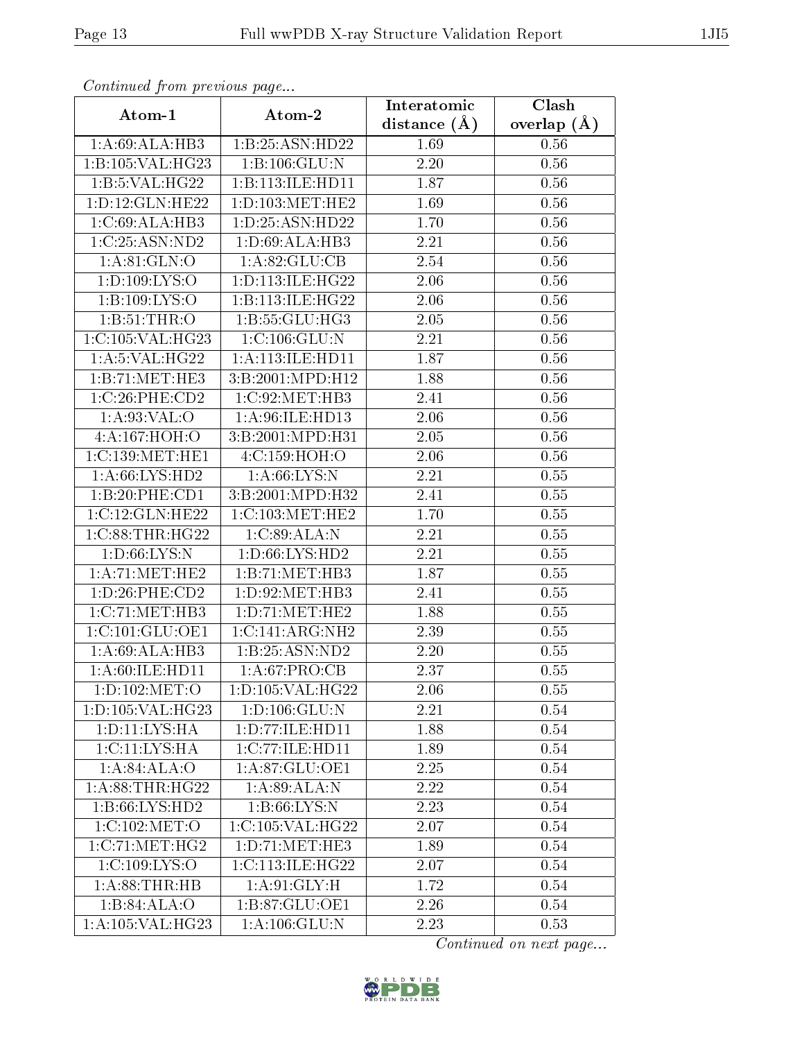*Continued from previous page...*

| Atom-1 | Atom-2 | Interatomic distance (Å) | Clash overlap (Å) |
|---|---|---|---|
| 1:A:69:ALA:HB3 | 1:B:25:ASN:HD22 | 1.69 | 0.56 |
| 1:B:105:VAL:HG23 | 1:B:106:GLU:N | 2.20 | 0.56 |
| 1:B:5:VAL:HG22 | 1:B:113:ILE:HD11 | 1.87 | 0.56 |
| 1:D:12:GLN:HE22 | 1:D:103:MET:HE2 | 1.69 | 0.56 |
| 1:C:69:ALA:HB3 | 1:D:25:ASN:HD22 | 1.70 | 0.56 |
| 1:C:25:ASN:ND2 | 1:D:69:ALA:HB3 | 2.21 | 0.56 |
| 1:A:81:GLN:O | 1:A:82:GLU:CB | 2.54 | 0.56 |
| 1:D:109:LYS:O | 1:D:113:ILE:HG22 | 2.06 | 0.56 |
| 1:B:109:LYS:O | 1:B:113:ILE:HG22 | 2.06 | 0.56 |
| 1:B:51:THR:O | 1:B:55:GLU:HG3 | 2.05 | 0.56 |
| 1:C:105:VAL:HG23 | 1:C:106:GLU:N | 2.21 | 0.56 |
| 1:A:5:VAL:HG22 | 1:A:113:ILE:HD11 | 1.87 | 0.56 |
| 1:B:71:MET:HE3 | 3:B:2001:MPD:H12 | 1.88 | 0.56 |
| 1:C:26:PHE:CD2 | 1:C:92:MET:HB3 | 2.41 | 0.56 |
| 1:A:93:VAL:O | 1:A:96:ILE:HD13 | 2.06 | 0.56 |
| 4:A:167:HOH:O | 3:B:2001:MPD:H31 | 2.05 | 0.56 |
| 1:C:139:MET:HE1 | 4:C:159:HOH:O | 2.06 | 0.56 |
| 1:A:66:LYS:HD2 | 1:A:66:LYS:N | 2.21 | 0.55 |
| 1:B:20:PHE:CD1 | 3:B:2001:MPD:H32 | 2.41 | 0.55 |
| 1:C:12:GLN:HE22 | 1:C:103:MET:HE2 | 1.70 | 0.55 |
| 1:C:88:THR:HG22 | 1:C:89:ALA:N | 2.21 | 0.55 |
| 1:D:66:LYS:N | 1:D:66:LYS:HD2 | 2.21 | 0.55 |
| 1:A:71:MET:HE2 | 1:B:71:MET:HB3 | 1.87 | 0.55 |
| 1:D:26:PHE:CD2 | 1:D:92:MET:HB3 | 2.41 | 0.55 |
| 1:C:71:MET:HB3 | 1:D:71:MET:HE2 | 1.88 | 0.55 |
| 1:C:101:GLU:OE1 | 1:C:141:ARG:NH2 | 2.39 | 0.55 |
| 1:A:69:ALA:HB3 | 1:B:25:ASN:ND2 | 2.20 | 0.55 |
| 1:A:60:ILE:HD11 | 1:A:67:PRO:CB | 2.37 | 0.55 |
| 1:D:102:MET:O | 1:D:105:VAL:HG22 | 2.06 | 0.55 |
| 1:D:105:VAL:HG23 | 1:D:106:GLU:N | 2.21 | 0.54 |
| 1:D:11:LYS:HA | 1:D:77:ILE:HD11 | 1.88 | 0.54 |
| 1:C:11:LYS:HA | 1:C:77:ILE:HD11 | 1.89 | 0.54 |
| 1:A:84:ALA:O | 1:A:87:GLU:OE1 | 2.25 | 0.54 |
| 1:A:88:THR:HG22 | 1:A:89:ALA:N | 2.22 | 0.54 |
| 1:B:66:LYS:HD2 | 1:B:66:LYS:N | 2.23 | 0.54 |
| 1:C:102:MET:O | 1:C:105:VAL:HG22 | 2.07 | 0.54 |
| 1:C:71:MET:HG2 | 1:D:71:MET:HE3 | 1.89 | 0.54 |
| 1:C:109:LYS:O | 1:C:113:ILE:HG22 | 2.07 | 0.54 |
| 1:A:88:THR:HB | 1:A:91:GLY:H | 1.72 | 0.54 |
| 1:B:84:ALA:O | 1:B:87:GLU:OE1 | 2.26 | 0.54 |
| 1:A:105:VAL:HG23 | 1:A:106:GLU:N | 2.23 | 0.53 |

*Continued on next page...*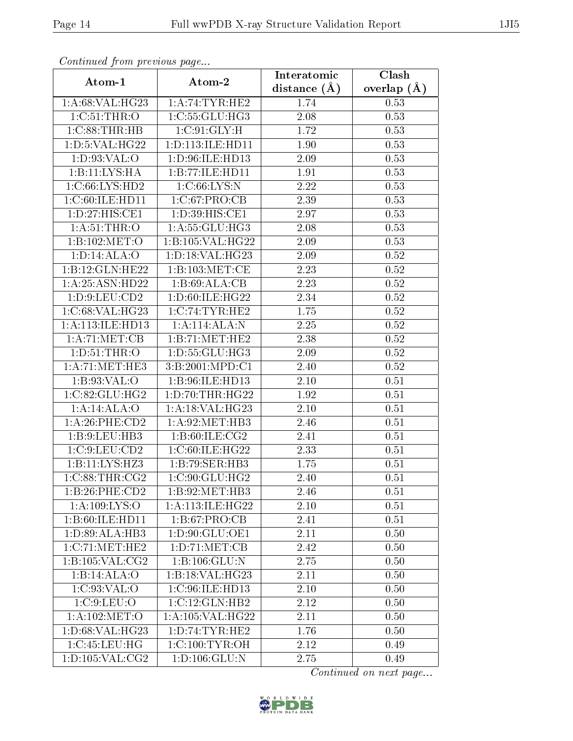*Continued from previous page...*

| Atom-1 | Atom-2 | Interatomic distance (Å) | Clash overlap (Å) |
|---|---|---|---|
| 1:A:68:VAL:HG23 | 1:A:74:TYR:HE2 | 1.74 | 0.53 |
| 1:C:51:THR:O | 1:C:55:GLU:HG3 | 2.08 | 0.53 |
| 1:C:88:THR:HB | 1:C:91:GLY:H | 1.72 | 0.53 |
| 1:D:5:VAL:HG22 | 1:D:113:ILE:HD11 | 1.90 | 0.53 |
| 1:D:93:VAL:O | 1:D:96:ILE:HD13 | 2.09 | 0.53 |
| 1:B:11:LYS:HA | 1:B:77:ILE:HD11 | 1.91 | 0.53 |
| 1:C:66:LYS:HD2 | 1:C:66:LYS:N | 2.22 | 0.53 |
| 1:C:60:ILE:HD11 | 1:C:67:PRO:CB | 2.39 | 0.53 |
| 1:D:27:HIS:CE1 | 1:D:39:HIS:CE1 | 2.97 | 0.53 |
| 1:A:51:THR:O | 1:A:55:GLU:HG3 | 2.08 | 0.53 |
| 1:B:102:MET:O | 1:B:105:VAL:HG22 | 2.09 | 0.53 |
| 1:D:14:ALA:O | 1:D:18:VAL:HG23 | 2.09 | 0.52 |
| 1:B:12:GLN:HE22 | 1:B:103:MET:CE | 2.23 | 0.52 |
| 1:A:25:ASN:HD22 | 1:B:69:ALA:CB | 2.23 | 0.52 |
| 1:D:9:LEU:CD2 | 1:D:60:ILE:HG22 | 2.34 | 0.52 |
| 1:C:68:VAL:HG23 | 1:C:74:TYR:HE2 | 1.75 | 0.52 |
| 1:A:113:ILE:HD13 | 1:A:114:ALA:N | 2.25 | 0.52 |
| 1:A:71:MET:CB | 1:B:71:MET:HE2 | 2.38 | 0.52 |
| 1:D:51:THR:O | 1:D:55:GLU:HG3 | 2.09 | 0.52 |
| 1:A:71:MET:HE3 | 3:B:2001:MPD:C1 | 2.40 | 0.52 |
| 1:B:93:VAL:O | 1:B:96:ILE:HD13 | 2.10 | 0.51 |
| 1:C:82:GLU:HG2 | 1:D:70:THR:HG22 | 1.92 | 0.51 |
| 1:A:14:ALA:O | 1:A:18:VAL:HG23 | 2.10 | 0.51 |
| 1:A:26:PHE:CD2 | 1:A:92:MET:HB3 | 2.46 | 0.51 |
| 1:B:9:LEU:HB3 | 1:B:60:ILE:CG2 | 2.41 | 0.51 |
| 1:C:9:LEU:CD2 | 1:C:60:ILE:HG22 | 2.33 | 0.51 |
| 1:B:11:LYS:HZ3 | 1:B:79:SER:HB3 | 1.75 | 0.51 |
| 1:C:88:THR:CG2 | 1:C:90:GLU:HG2 | 2.40 | 0.51 |
| 1:B:26:PHE:CD2 | 1:B:92:MET:HB3 | 2.46 | 0.51 |
| 1:A:109:LYS:O | 1:A:113:ILE:HG22 | 2.10 | 0.51 |
| 1:B:60:ILE:HD11 | 1:B:67:PRO:CB | 2.41 | 0.51 |
| 1:D:89:ALA:HB3 | 1:D:90:GLU:OE1 | 2.11 | 0.50 |
| 1:C:71:MET:HE2 | 1:D:71:MET:CB | 2.42 | 0.50 |
| 1:B:105:VAL:CG2 | 1:B:106:GLU:N | 2.75 | 0.50 |
| 1:B:14:ALA:O | 1:B:18:VAL:HG23 | 2.11 | 0.50 |
| 1:C:93:VAL:O | 1:C:96:ILE:HD13 | 2.10 | 0.50 |
| 1:C:9:LEU:O | 1:C:12:GLN:HB2 | 2.12 | 0.50 |
| 1:A:102:MET:O | 1:A:105:VAL:HG22 | 2.11 | 0.50 |
| 1:D:68:VAL:HG23 | 1:D:74:TYR:HE2 | 1.76 | 0.50 |
| 1:C:45:LEU:HG | 1:C:100:TYR:OH | 2.12 | 0.49 |
| 1:D:105:VAL:CG2 | 1:D:106:GLU:N | 2.75 | 0.49 |

*Continued on next page...*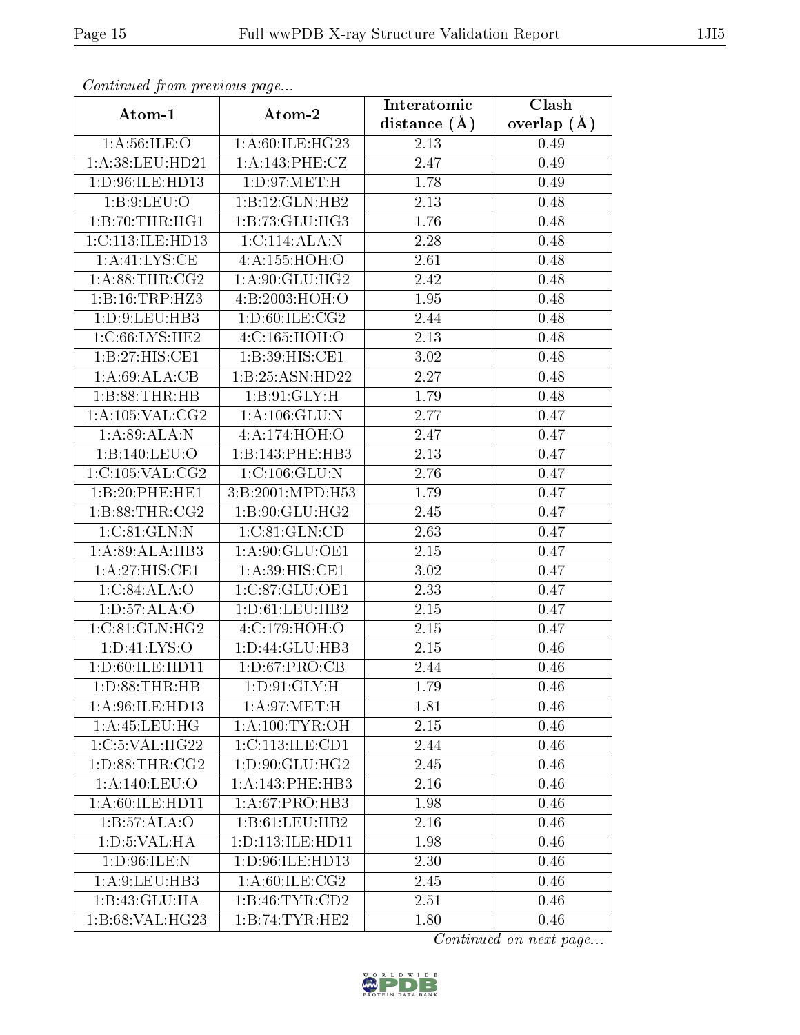*Continued from previous page...*

| Atom-1 | Atom-2 | Interatomic distance (Å) | Clash overlap (Å) |
|---|---|---|---|
| 1:A:56:ILE:O | 1:A:60:ILE:HG23 | 2.13 | 0.49 |
| 1:A:38:LEU:HD21 | 1:A:143:PHE:CZ | 2.47 | 0.49 |
| 1:D:96:ILE:HD13 | 1:D:97:MET:H | 1.78 | 0.49 |
| 1:B:9:LEU:O | 1:B:12:GLN:HB2 | 2.13 | 0.48 |
| 1:B:70:THR:HG1 | 1:B:73:GLU:HG3 | 1.76 | 0.48 |
| 1:C:113:ILE:HD13 | 1:C:114:ALA:N | 2.28 | 0.48 |
| 1:A:41:LYS:CE | 4:A:155:HOH:O | 2.61 | 0.48 |
| 1:A:88:THR:CG2 | 1:A:90:GLU:HG2 | 2.42 | 0.48 |
| 1:B:16:TRP:HZ3 | 4:B:2003:HOH:O | 1.95 | 0.48 |
| 1:D:9:LEU:HB3 | 1:D:60:ILE:CG2 | 2.44 | 0.48 |
| 1:C:66:LYS:HE2 | 4:C:165:HOH:O | 2.13 | 0.48 |
| 1:B:27:HIS:CE1 | 1:B:39:HIS:CE1 | 3.02 | 0.48 |
| 1:A:69:ALA:CB | 1:B:25:ASN:HD22 | 2.27 | 0.48 |
| 1:B:88:THR:HB | 1:B:91:GLY:H | 1.79 | 0.48 |
| 1:A:105:VAL:CG2 | 1:A:106:GLU:N | 2.77 | 0.47 |
| 1:A:89:ALA:N | 4:A:174:HOH:O | 2.47 | 0.47 |
| 1:B:140:LEU:O | 1:B:143:PHE:HB3 | 2.13 | 0.47 |
| 1:C:105:VAL:CG2 | 1:C:106:GLU:N | 2.76 | 0.47 |
| 1:B:20:PHE:HE1 | 3:B:2001:MPD:H53 | 1.79 | 0.47 |
| 1:B:88:THR:CG2 | 1:B:90:GLU:HG2 | 2.45 | 0.47 |
| 1:C:81:GLN:N | 1:C:81:GLN:CD | 2.63 | 0.47 |
| 1:A:89:ALA:HB3 | 1:A:90:GLU:OE1 | 2.15 | 0.47 |
| 1:A:27:HIS:CE1 | 1:A:39:HIS:CE1 | 3.02 | 0.47 |
| 1:C:84:ALA:O | 1:C:87:GLU:OE1 | 2.33 | 0.47 |
| 1:D:57:ALA:O | 1:D:61:LEU:HB2 | 2.15 | 0.47 |
| 1:C:81:GLN:HG2 | 4:C:179:HOH:O | 2.15 | 0.47 |
| 1:D:41:LYS:O | 1:D:44:GLU:HB3 | 2.15 | 0.46 |
| 1:D:60:ILE:HD11 | 1:D:67:PRO:CB | 2.44 | 0.46 |
| 1:D:88:THR:HB | 1:D:91:GLY:H | 1.79 | 0.46 |
| 1:A:96:ILE:HD13 | 1:A:97:MET:H | 1.81 | 0.46 |
| 1:A:45:LEU:HG | 1:A:100:TYR:OH | 2.15 | 0.46 |
| 1:C:5:VAL:HG22 | 1:C:113:ILE:CD1 | 2.44 | 0.46 |
| 1:D:88:THR:CG2 | 1:D:90:GLU:HG2 | 2.45 | 0.46 |
| 1:A:140:LEU:O | 1:A:143:PHE:HB3 | 2.16 | 0.46 |
| 1:A:60:ILE:HD11 | 1:A:67:PRO:HB3 | 1.98 | 0.46 |
| 1:B:57:ALA:O | 1:B:61:LEU:HB2 | 2.16 | 0.46 |
| 1:D:5:VAL:HA | 1:D:113:ILE:HD11 | 1.98 | 0.46 |
| 1:D:96:ILE:N | 1:D:96:ILE:HD13 | 2.30 | 0.46 |
| 1:A:9:LEU:HB3 | 1:A:60:ILE:CG2 | 2.45 | 0.46 |
| 1:B:43:GLU:HA | 1:B:46:TYR:CD2 | 2.51 | 0.46 |
| 1:B:68:VAL:HG23 | 1:B:74:TYR:HE2 | 1.80 | 0.46 |

*Continued on next page...*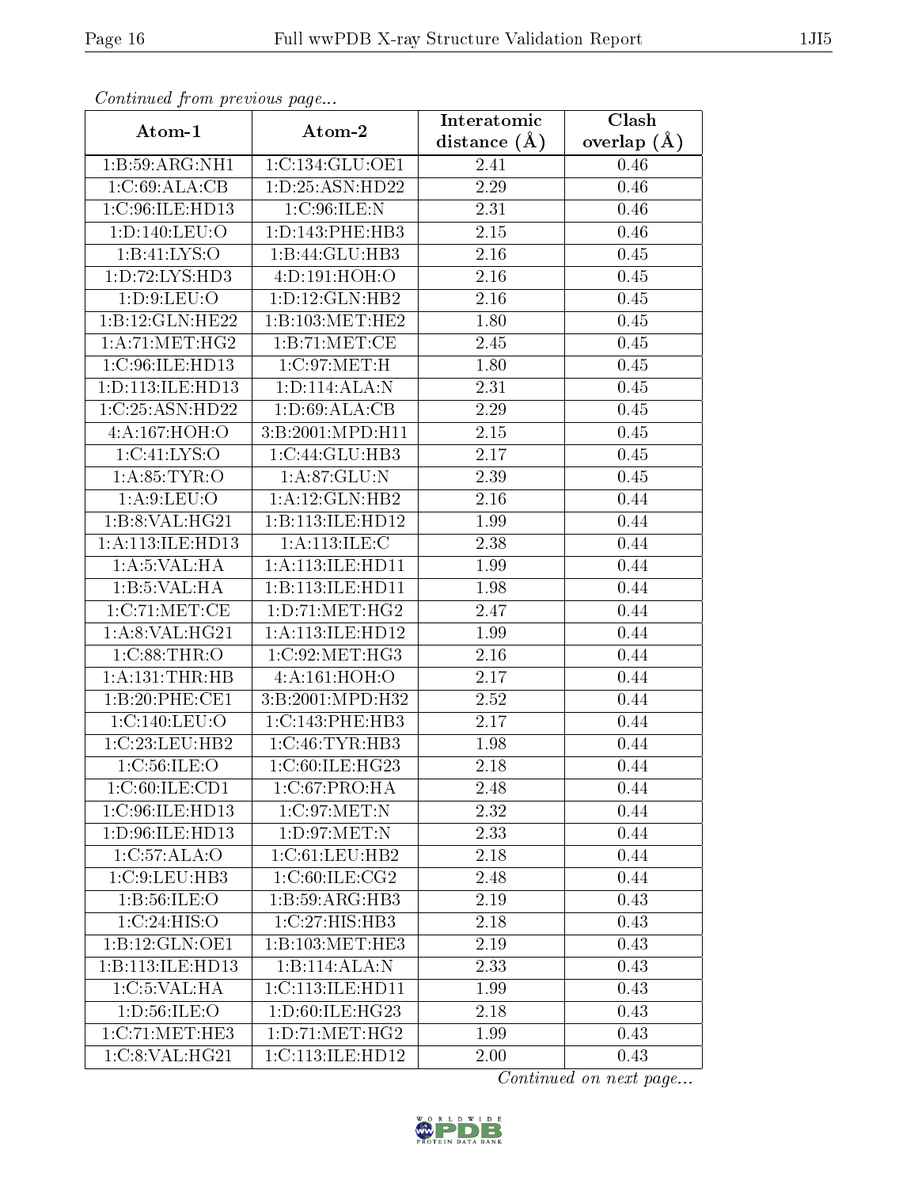*Continued from previous page...*

| Atom-1 | Atom-2 | Interatomic distance (Å) | Clash overlap (Å) |
|---|---|---|---|
| 1:B:59:ARG:NH1 | 1:C:134:GLU:OE1 | 2.41 | 0.46 |
| 1:C:69:ALA:CB | 1:D:25:ASN:HD22 | 2.29 | 0.46 |
| 1:C:96:ILE:HD13 | 1:C:96:ILE:N | 2.31 | 0.46 |
| 1:D:140:LEU:O | 1:D:143:PHE:HB3 | 2.15 | 0.46 |
| 1:B:41:LYS:O | 1:B:44:GLU:HB3 | 2.16 | 0.45 |
| 1:D:72:LYS:HD3 | 4:D:191:HOH:O | 2.16 | 0.45 |
| 1:D:9:LEU:O | 1:D:12:GLN:HB2 | 2.16 | 0.45 |
| 1:B:12:GLN:HE22 | 1:B:103:MET:HE2 | 1.80 | 0.45 |
| 1:A:71:MET:HG2 | 1:B:71:MET:CE | 2.45 | 0.45 |
| 1:C:96:ILE:HD13 | 1:C:97:MET:H | 1.80 | 0.45 |
| 1:D:113:ILE:HD13 | 1:D:114:ALA:N | 2.31 | 0.45 |
| 1:C:25:ASN:HD22 | 1:D:69:ALA:CB | 2.29 | 0.45 |
| 4:A:167:HOH:O | 3:B:2001:MPD:H11 | 2.15 | 0.45 |
| 1:C:41:LYS:O | 1:C:44:GLU:HB3 | 2.17 | 0.45 |
| 1:A:85:TYR:O | 1:A:87:GLU:N | 2.39 | 0.45 |
| 1:A:9:LEU:O | 1:A:12:GLN:HB2 | 2.16 | 0.44 |
| 1:B:8:VAL:HG21 | 1:B:113:ILE:HD12 | 1.99 | 0.44 |
| 1:A:113:ILE:HD13 | 1:A:113:ILE:C | 2.38 | 0.44 |
| 1:A:5:VAL:HA | 1:A:113:ILE:HD11 | 1.99 | 0.44 |
| 1:B:5:VAL:HA | 1:B:113:ILE:HD11 | 1.98 | 0.44 |
| 1:C:71:MET:CE | 1:D:71:MET:HG2 | 2.47 | 0.44 |
| 1:A:8:VAL:HG21 | 1:A:113:ILE:HD12 | 1.99 | 0.44 |
| 1:C:88:THR:O | 1:C:92:MET:HG3 | 2.16 | 0.44 |
| 1:A:131:THR:HB | 4:A:161:HOH:O | 2.17 | 0.44 |
| 1:B:20:PHE:CE1 | 3:B:2001:MPD:H32 | 2.52 | 0.44 |
| 1:C:140:LEU:O | 1:C:143:PHE:HB3 | 2.17 | 0.44 |
| 1:C:23:LEU:HB2 | 1:C:46:TYR:HB3 | 1.98 | 0.44 |
| 1:C:56:ILE:O | 1:C:60:ILE:HG23 | 2.18 | 0.44 |
| 1:C:60:ILE:CD1 | 1:C:67:PRO:HA | 2.48 | 0.44 |
| 1:C:96:ILE:HD13 | 1:C:97:MET:N | 2.32 | 0.44 |
| 1:D:96:ILE:HD13 | 1:D:97:MET:N | 2.33 | 0.44 |
| 1:C:57:ALA:O | 1:C:61:LEU:HB2 | 2.18 | 0.44 |
| 1:C:9:LEU:HB3 | 1:C:60:ILE:CG2 | 2.48 | 0.44 |
| 1:B:56:ILE:O | 1:B:59:ARG:HB3 | 2.19 | 0.43 |
| 1:C:24:HIS:O | 1:C:27:HIS:HB3 | 2.18 | 0.43 |
| 1:B:12:GLN:OE1 | 1:B:103:MET:HE3 | 2.19 | 0.43 |
| 1:B:113:ILE:HD13 | 1:B:114:ALA:N | 2.33 | 0.43 |
| 1:C:5:VAL:HA | 1:C:113:ILE:HD11 | 1.99 | 0.43 |
| 1:D:56:ILE:O | 1:D:60:ILE:HG23 | 2.18 | 0.43 |
| 1:C:71:MET:HE3 | 1:D:71:MET:HG2 | 1.99 | 0.43 |
| 1:C:8:VAL:HG21 | 1:C:113:ILE:HD12 | 2.00 | 0.43 |

*Continued on next page...*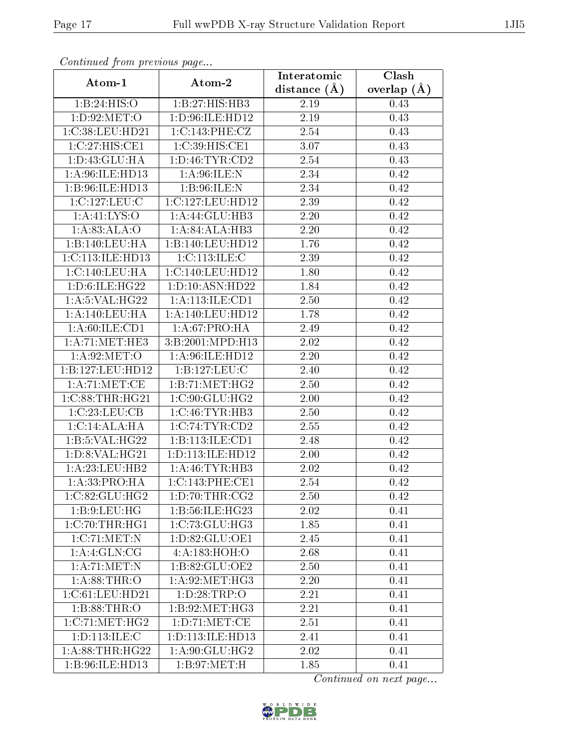*Continued from previous page...*

| Atom-1 | Atom-2 | Interatomic distance (Å) | Clash overlap (Å) |
|---|---|---|---|
| 1:B:24:HIS:O | 1:B:27:HIS:HB3 | 2.19 | 0.43 |
| 1:D:92:MET:O | 1:D:96:ILE:HD12 | 2.19 | 0.43 |
| 1:C:38:LEU:HD21 | 1:C:143:PHE:CZ | 2.54 | 0.43 |
| 1:C:27:HIS:CE1 | 1:C:39:HIS:CE1 | 3.07 | 0.43 |
| 1:D:43:GLU:HA | 1:D:46:TYR:CD2 | 2.54 | 0.43 |
| 1:A:96:ILE:HD13 | 1:A:96:ILE:N | 2.34 | 0.42 |
| 1:B:96:ILE:HD13 | 1:B:96:ILE:N | 2.34 | 0.42 |
| 1:C:127:LEU:C | 1:C:127:LEU:HD12 | 2.39 | 0.42 |
| 1:A:41:LYS:O | 1:A:44:GLU:HB3 | 2.20 | 0.42 |
| 1:A:83:ALA:O | 1:A:84:ALA:HB3 | 2.20 | 0.42 |
| 1:B:140:LEU:HA | 1:B:140:LEU:HD12 | 1.76 | 0.42 |
| 1:C:113:ILE:HD13 | 1:C:113:ILE:C | 2.39 | 0.42 |
| 1:C:140:LEU:HA | 1:C:140:LEU:HD12 | 1.80 | 0.42 |
| 1:D:6:ILE:HG22 | 1:D:10:ASN:HD22 | 1.84 | 0.42 |
| 1:A:5:VAL:HG22 | 1:A:113:ILE:CD1 | 2.50 | 0.42 |
| 1:A:140:LEU:HA | 1:A:140:LEU:HD12 | 1.78 | 0.42 |
| 1:A:60:ILE:CD1 | 1:A:67:PRO:HA | 2.49 | 0.42 |
| 1:A:71:MET:HE3 | 3:B:2001:MPD:H13 | 2.02 | 0.42 |
| 1:A:92:MET:O | 1:A:96:ILE:HD12 | 2.20 | 0.42 |
| 1:B:127:LEU:HD12 | 1:B:127:LEU:C | 2.40 | 0.42 |
| 1:A:71:MET:CE | 1:B:71:MET:HG2 | 2.50 | 0.42 |
| 1:C:88:THR:HG21 | 1:C:90:GLU:HG2 | 2.00 | 0.42 |
| 1:C:23:LEU:CB | 1:C:46:TYR:HB3 | 2.50 | 0.42 |
| 1:C:14:ALA:HA | 1:C:74:TYR:CD2 | 2.55 | 0.42 |
| 1:B:5:VAL:HG22 | 1:B:113:ILE:CD1 | 2.48 | 0.42 |
| 1:D:8:VAL:HG21 | 1:D:113:ILE:HD12 | 2.00 | 0.42 |
| 1:A:23:LEU:HB2 | 1:A:46:TYR:HB3 | 2.02 | 0.42 |
| 1:A:33:PRO:HA | 1:C:143:PHE:CE1 | 2.54 | 0.42 |
| 1:C:82:GLU:HG2 | 1:D:70:THR:CG2 | 2.50 | 0.42 |
| 1:B:9:LEU:HG | 1:B:56:ILE:HG23 | 2.02 | 0.41 |
| 1:C:70:THR:HG1 | 1:C:73:GLU:HG3 | 1.85 | 0.41 |
| 1:C:71:MET:N | 1:D:82:GLU:OE1 | 2.45 | 0.41 |
| 1:A:4:GLN:CG | 4:A:183:HOH:O | 2.68 | 0.41 |
| 1:A:71:MET:N | 1:B:82:GLU:OE2 | 2.50 | 0.41 |
| 1:A:88:THR:O | 1:A:92:MET:HG3 | 2.20 | 0.41 |
| 1:C:61:LEU:HD21 | 1:D:28:TRP:O | 2.21 | 0.41 |
| 1:B:88:THR:O | 1:B:92:MET:HG3 | 2.21 | 0.41 |
| 1:C:71:MET:HG2 | 1:D:71:MET:CE | 2.51 | 0.41 |
| 1:D:113:ILE:C | 1:D:113:ILE:HD13 | 2.41 | 0.41 |
| 1:A:88:THR:HG22 | 1:A:90:GLU:HG2 | 2.02 | 0.41 |
| 1:B:96:ILE:HD13 | 1:B:97:MET:H | 1.85 | 0.41 |

*Continued on next page...*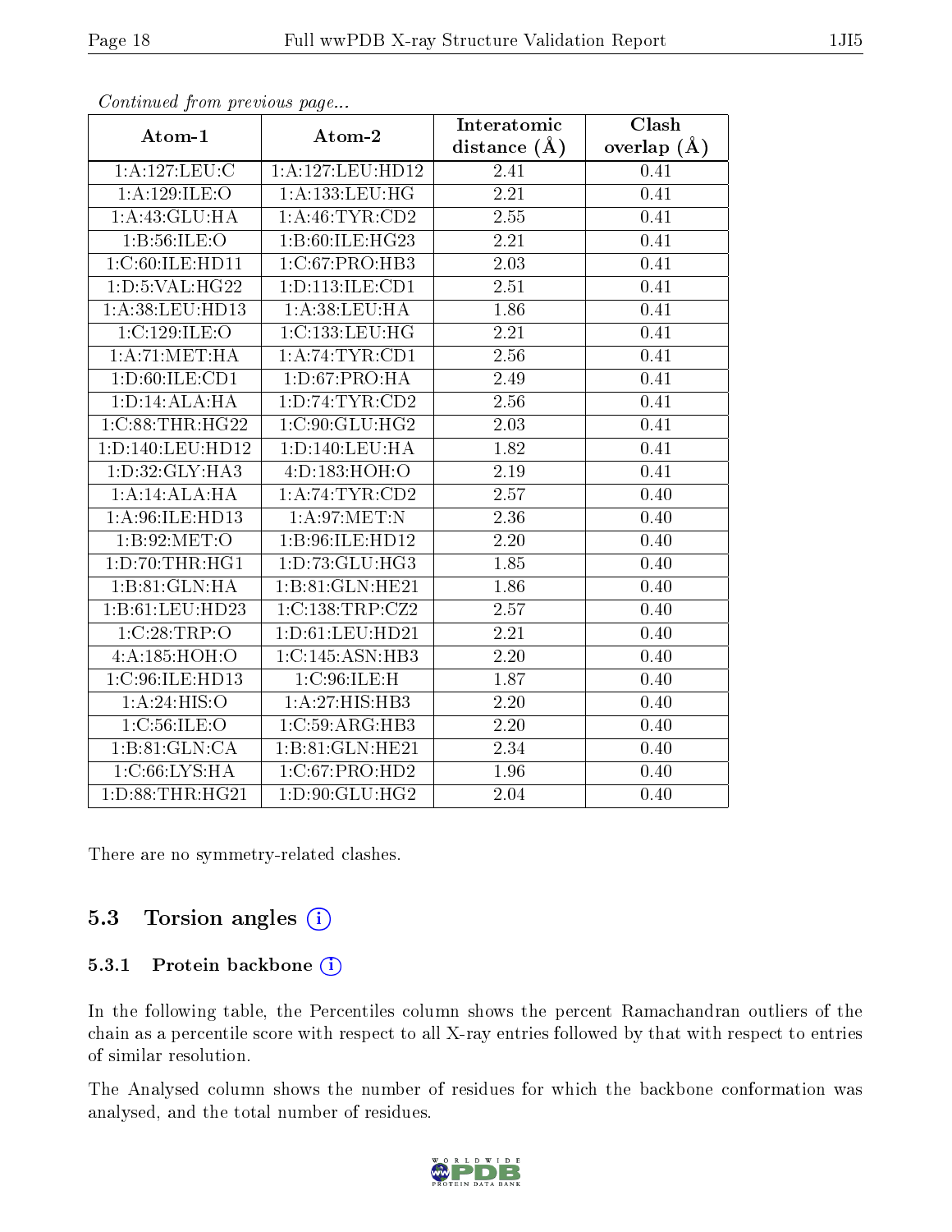*Continued from previous page...*

| Atom-1 | Atom-2 | Interatomic distance (Å) | Clash overlap (Å) |
|---|---|---|---|
| 1:A:127:LEU:C | 1:A:127:LEU:HD12 | 2.41 | 0.41 |
| 1:A:129:ILE:O | 1:A:133:LEU:HG | 2.21 | 0.41 |
| 1:A:43:GLU:HA | 1:A:46:TYR:CD2 | 2.55 | 0.41 |
| 1:B:56:ILE:O | 1:B:60:ILE:HG23 | 2.21 | 0.41 |
| 1:C:60:ILE:HD11 | 1:C:67:PRO:HB3 | 2.03 | 0.41 |
| 1:D:5:VAL:HG22 | 1:D:113:ILE:CD1 | 2.51 | 0.41 |
| 1:A:38:LEU:HD13 | 1:A:38:LEU:HA | 1.86 | 0.41 |
| 1:C:129:ILE:O | 1:C:133:LEU:HG | 2.21 | 0.41 |
| 1:A:71:MET:HA | 1:A:74:TYR:CD1 | 2.56 | 0.41 |
| 1:D:60:ILE:CD1 | 1:D:67:PRO:HA | 2.49 | 0.41 |
| 1:D:14:ALA:HA | 1:D:74:TYR:CD2 | 2.56 | 0.41 |
| 1:C:88:THR:HG22 | 1:C:90:GLU:HG2 | 2.03 | 0.41 |
| 1:D:140:LEU:HD12 | 1:D:140:LEU:HA | 1.82 | 0.41 |
| 1:D:32:GLY:HA3 | 4:D:183:HOH:O | 2.19 | 0.41 |
| 1:A:14:ALA:HA | 1:A:74:TYR:CD2 | 2.57 | 0.40 |
| 1:A:96:ILE:HD13 | 1:A:97:MET:N | 2.36 | 0.40 |
| 1:B:92:MET:O | 1:B:96:ILE:HD12 | 2.20 | 0.40 |
| 1:D:70:THR:HG1 | 1:D:73:GLU:HG3 | 1.85 | 0.40 |
| 1:B:81:GLN:HA | 1:B:81:GLN:HE21 | 1.86 | 0.40 |
| 1:B:61:LEU:HD23 | 1:C:138:TRP:CZ2 | 2.57 | 0.40 |
| 1:C:28:TRP:O | 1:D:61:LEU:HD21 | 2.21 | 0.40 |
| 4:A:185:HOH:O | 1:C:145:ASN:HB3 | 2.20 | 0.40 |
| 1:C:96:ILE:HD13 | 1:C:96:ILE:H | 1.87 | 0.40 |
| 1:A:24:HIS:O | 1:A:27:HIS:HB3 | 2.20 | 0.40 |
| 1:C:56:ILE:O | 1:C:59:ARG:HB3 | 2.20 | 0.40 |
| 1:B:81:GLN:CA | 1:B:81:GLN:HE21 | 2.34 | 0.40 |
| 1:C:66:LYS:HA | 1:C:67:PRO:HD2 | 1.96 | 0.40 |
| 1:D:88:THR:HG21 | 1:D:90:GLU:HG2 | 2.04 | 0.40 |

There are no symmetry-related clashes.

## 5.3 Torsion angles (i)

### 5.3.1 Protein backbone (i)

In the following table, the Percentiles column shows the percent Ramachandran outliers of the chain as a percentile score with respect to all X-ray entries followed by that with respect to entries of similar resolution.

The Analysed column shows the number of residues for which the backbone conformation was analysed, and the total number of residues.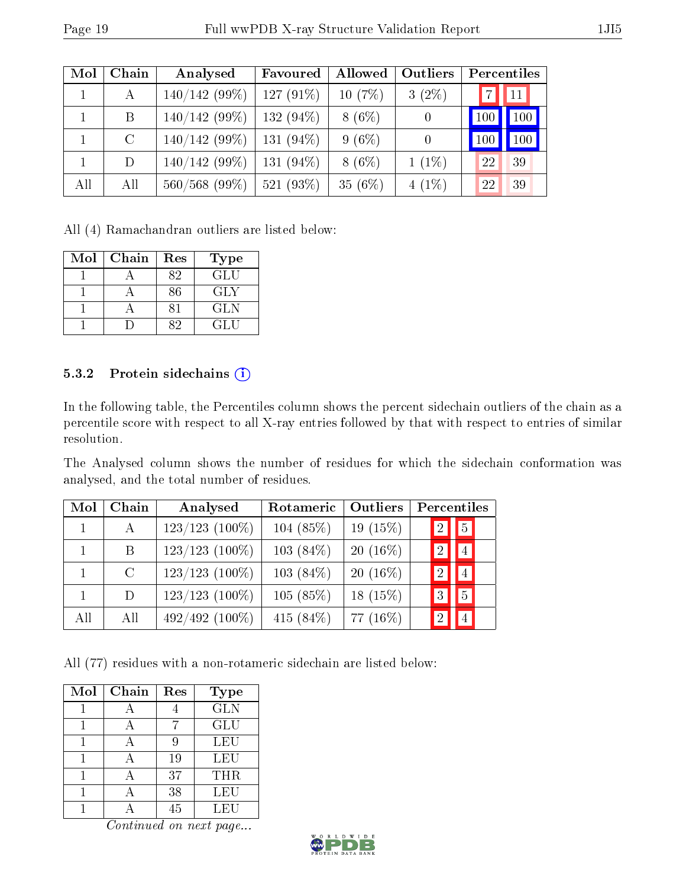| Mol | Chain | Analysed | Favoured | Allowed | Outliers | Percentiles | |
|---|---|---|---|---|---|---|---|
| 1 | A | 140/142 (99%) | 127 (91%) | 10 (7%) | 3 (2%) | 7 | 11 |
| 1 | B | 140/142 (99%) | 132 (94%) | 8 (6%) | 0 | 100 | 100 |
| 1 | C | 140/142 (99%) | 131 (94%) | 9 (6%) | 0 | 100 | 100 |
| 1 | D | 140/142 (99%) | 131 (94%) | 8 (6%) | 1 (1%) | 22 | 39 |
| All | All | 560/568 (99%) | 521 (93%) | 35 (6%) | 4 (1%) | 22 | 39 |

All (4) Ramachandran outliers are listed below:

| Mol | Chain | Res | Type |
|---|---|---|---|
| 1 | A | 82 | GLU |
| 1 | A | 86 | GLY |
| 1 | A | 81 | GLN |
| 1 | D | 82 | GLU |

### 5.3.2 Protein sidechains

In the following table, the Percentiles column shows the percent sidechain outliers of the chain as a percentile score with respect to all X-ray entries followed by that with respect to entries of similar resolution.

The Analysed column shows the number of residues for which the sidechain conformation was analysed, and the total number of residues.

| Mol | Chain | Analysed | Rotameric | Outliers | Percentiles | |
|---|---|---|---|---|---|---|
| 1 | A | 123/123 (100%) | 104 (85%) | 19 (15%) | 2 | 5 |
| 1 | B | 123/123 (100%) | 103 (84%) | 20 (16%) | 2 | 4 |
| 1 | C | 123/123 (100%) | 103 (84%) | 20 (16%) | 2 | 4 |
| 1 | D | 123/123 (100%) | 105 (85%) | 18 (15%) | 3 | 5 |
| All | All | 492/492 (100%) | 415 (84%) | 77 (16%) | 2 | 4 |

All (77) residues with a non-rotameric sidechain are listed below:

| Mol | Chain | Res | Type |
|---|---|---|---|
| 1 | A | 4 | GLN |
| 1 | A | 7 | GLU |
| 1 | A | 9 | LEU |
| 1 | A | 19 | LEU |
| 1 | A | 37 | THR |
| 1 | A | 38 | LEU |
| 1 | A | 45 | LEU |

*Continued on next page...*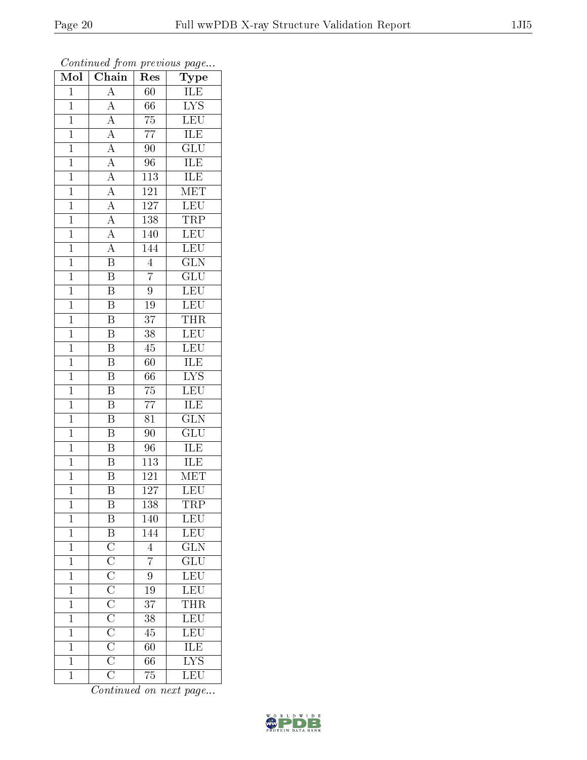*Continued from previous page...*

| Mol | Chain | Res | Type |
| --- | --- | --- | --- |
| 1 | A | 60 | ILE |
| 1 | A | 66 | LYS |
| 1 | A | 75 | LEU |
| 1 | A | 77 | ILE |
| 1 | A | 90 | GLU |
| 1 | A | 96 | ILE |
| 1 | A | 113 | ILE |
| 1 | A | 121 | MET |
| 1 | A | 127 | LEU |
| 1 | A | 138 | TRP |
| 1 | A | 140 | LEU |
| 1 | A | 144 | LEU |
| 1 | B | 4 | GLN |
| 1 | B | 7 | GLU |
| 1 | B | 9 | LEU |
| 1 | B | 19 | LEU |
| 1 | B | 37 | THR |
| 1 | B | 38 | LEU |
| 1 | B | 45 | LEU |
| 1 | B | 60 | ILE |
| 1 | B | 66 | LYS |
| 1 | B | 75 | LEU |
| 1 | B | 77 | ILE |
| 1 | B | 81 | GLN |
| 1 | B | 90 | GLU |
| 1 | B | 96 | ILE |
| 1 | B | 113 | ILE |
| 1 | B | 121 | MET |
| 1 | B | 127 | LEU |
| 1 | B | 138 | TRP |
| 1 | B | 140 | LEU |
| 1 | B | 144 | LEU |
| 1 | C | 4 | GLN |
| 1 | C | 7 | GLU |
| 1 | C | 9 | LEU |
| 1 | C | 19 | LEU |
| 1 | C | 37 | THR |
| 1 | C | 38 | LEU |
| 1 | C | 45 | LEU |
| 1 | C | 60 | ILE |
| 1 | C | 66 | LYS |
| 1 | C | 75 | LEU |

*Continued on next page...*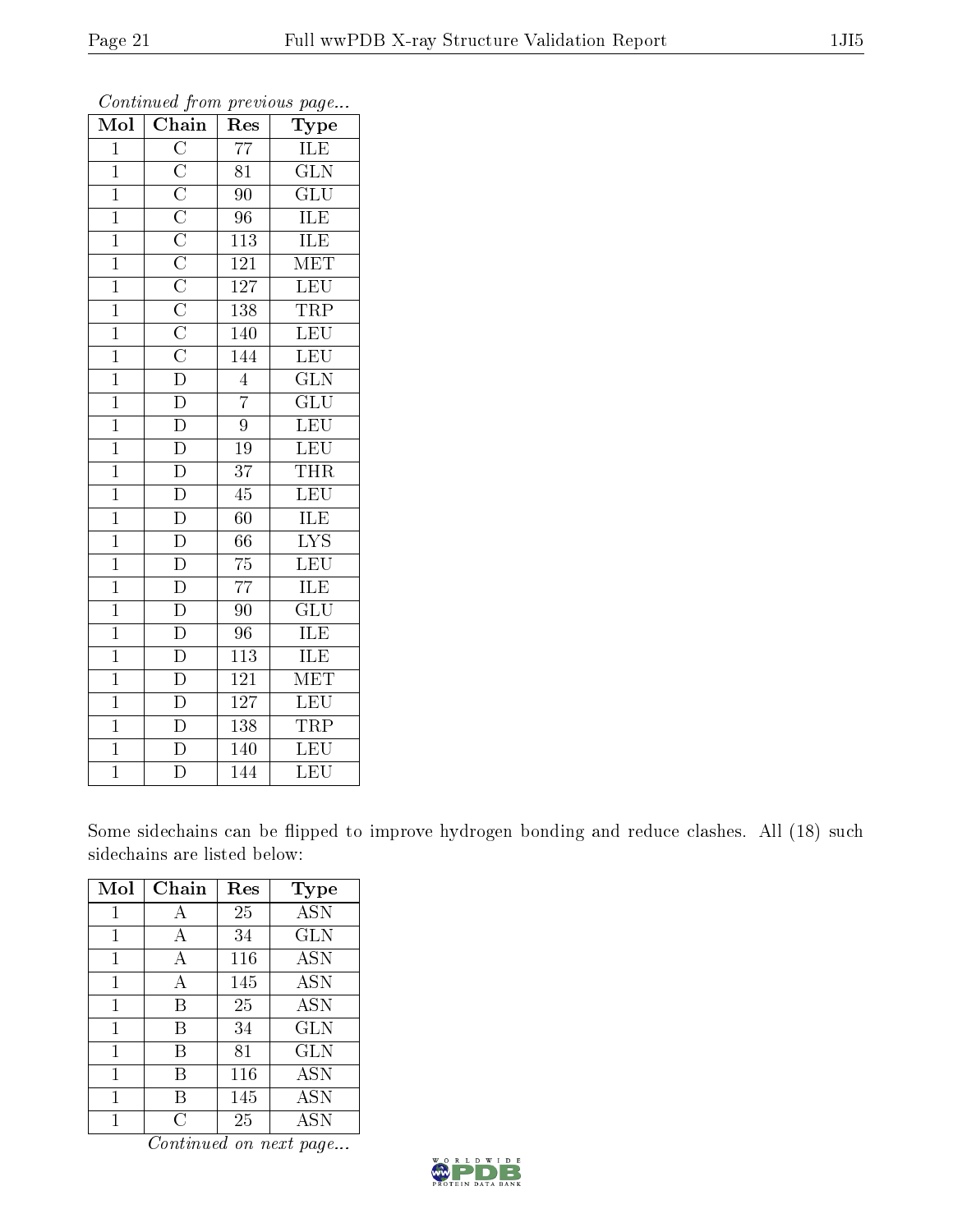*Continued from previous page...*

| Mol | Chain | Res | Type |
|---|---|---|---|
| 1 | C | 77 | ILE |
| 1 | C | 81 | GLN |
| 1 | C | 90 | GLU |
| 1 | C | 96 | ILE |
| 1 | C | 113 | ILE |
| 1 | C | 121 | MET |
| 1 | C | 127 | LEU |
| 1 | C | 138 | TRP |
| 1 | C | 140 | LEU |
| 1 | C | 144 | LEU |
| 1 | D | 4 | GLN |
| 1 | D | 7 | GLU |
| 1 | D | 9 | LEU |
| 1 | D | 19 | LEU |
| 1 | D | 37 | THR |
| 1 | D | 45 | LEU |
| 1 | D | 60 | ILE |
| 1 | D | 66 | LYS |
| 1 | D | 75 | LEU |
| 1 | D | 77 | ILE |
| 1 | D | 90 | GLU |
| 1 | D | 96 | ILE |
| 1 | D | 113 | ILE |
| 1 | D | 121 | MET |
| 1 | D | 127 | LEU |
| 1 | D | 138 | TRP |
| 1 | D | 140 | LEU |
| 1 | D | 144 | LEU |

Some sidechains can be flipped to improve hydrogen bonding and reduce clashes. All (18) such sidechains are listed below:

| Mol | Chain | Res | Type |
|---|---|---|---|
| 1 | A | 25 | ASN |
| 1 | A | 34 | GLN |
| 1 | A | 116 | ASN |
| 1 | A | 145 | ASN |
| 1 | B | 25 | ASN |
| 1 | B | 34 | GLN |
| 1 | B | 81 | GLN |
| 1 | B | 116 | ASN |
| 1 | B | 145 | ASN |
| 1 | C | 25 | ASN |

*Continued on next page...*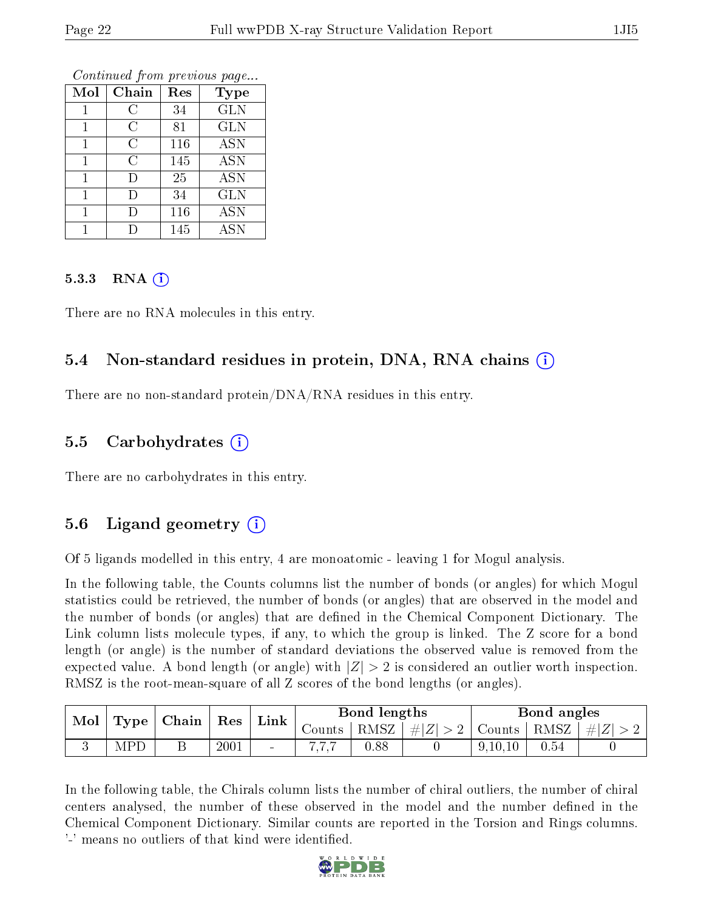*Continued from previous page...*

| Mol | Chain | Res | Type |
|---|---|---|---|
| 1 | C | 34 | GLN |
| 1 | C | 81 | GLN |
| 1 | C | 116 | ASN |
| 1 | C | 145 | ASN |
| 1 | D | 25 | ASN |
| 1 | D | 34 | GLN |
| 1 | D | 116 | ASN |
| 1 | D | 145 | ASN |

#### 5.3.3 RNA (i)

There are no RNA molecules in this entry.

### 5.4 Non-standard residues in protein, DNA, RNA chains (i)

There are no non-standard protein/DNA/RNA residues in this entry.

### 5.5 Carbohydrates (i)

There are no carbohydrates in this entry.

### 5.6 Ligand geometry (i)

Of 5 ligands modelled in this entry, 4 are monoatomic - leaving 1 for Mogul analysis.

In the following table, the Counts columns list the number of bonds (or angles) for which Mogul statistics could be retrieved, the number of bonds (or angles) that are observed in the model and the number of bonds (or angles) that are defined in the Chemical Component Dictionary. The Link column lists molecule types, if any, to which the group is linked. The Z score for a bond length (or angle) is the number of standard deviations the observed value is removed from the expected value. A bond length (or angle) with $|Z| > 2$ is considered an outlier worth inspection. RMSZ is the root-mean-square of all Z scores of the bond lengths (or angles).

| Mol | Type | Chain | Res | Link | Bond lengths | | | Bond angles | | |
|---|---|---|---|---|---|---|---|---|---|---|
| | | | | | Counts | RMSZ | $\#\|Z\| > 2$ | Counts | RMSZ | $\#\|Z\| > 2$ |
| 3 | MPD | B | 2001 | - | 7,7,7 | 0.88 | 0 | 9,10,10 | 0.54 | 0 |

In the following table, the Chirals column lists the number of chiral outliers, the number of chiral centers analysed, the number of these observed in the model and the number defined in the Chemical Component Dictionary. Similar counts are reported in the Torsion and Rings columns. '-' means no outliers of that kind were identified.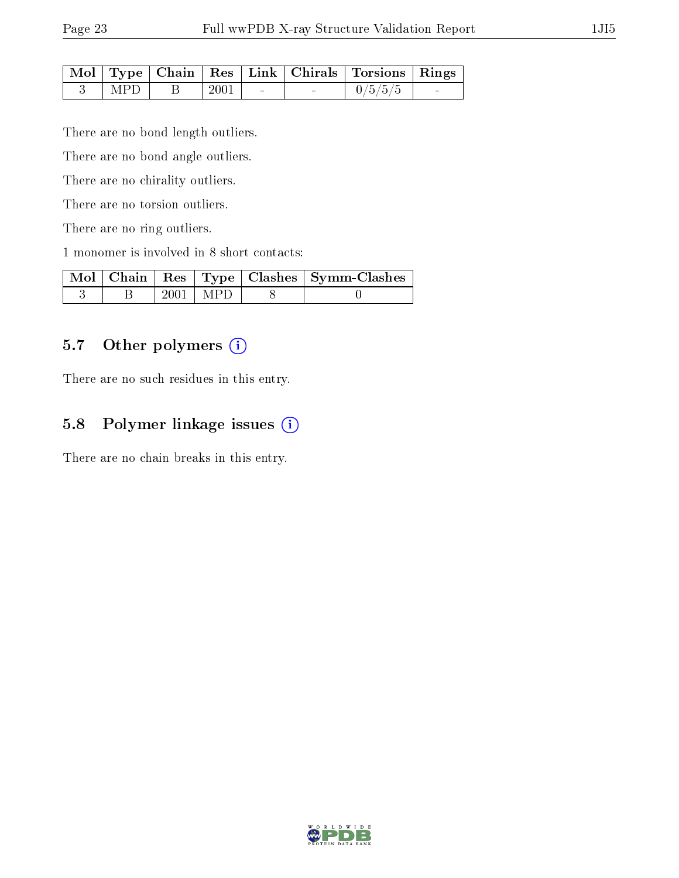| Mol | Type | Chain | Res | Link | Chirals | Torsions | Rings |
|---|---|---|---|---|---|---|---|
| 3 | MPD | B | 2001 | - | - | 0/5/5/5 | - |

There are no bond length outliers.

There are no bond angle outliers.

There are no chirality outliers.

There are no torsion outliers.

There are no ring outliers.

1 monomer is involved in 8 short contacts:

| Mol | Chain | Res | Type | Clashes | Symm-Clashes |
|---|---|---|---|---|---|
| 3 | B | 2001 | MPD | 8 | 0 |

## 5.7 Other polymers

There are no such residues in this entry.

## 5.8 Polymer linkage issues

There are no chain breaks in this entry.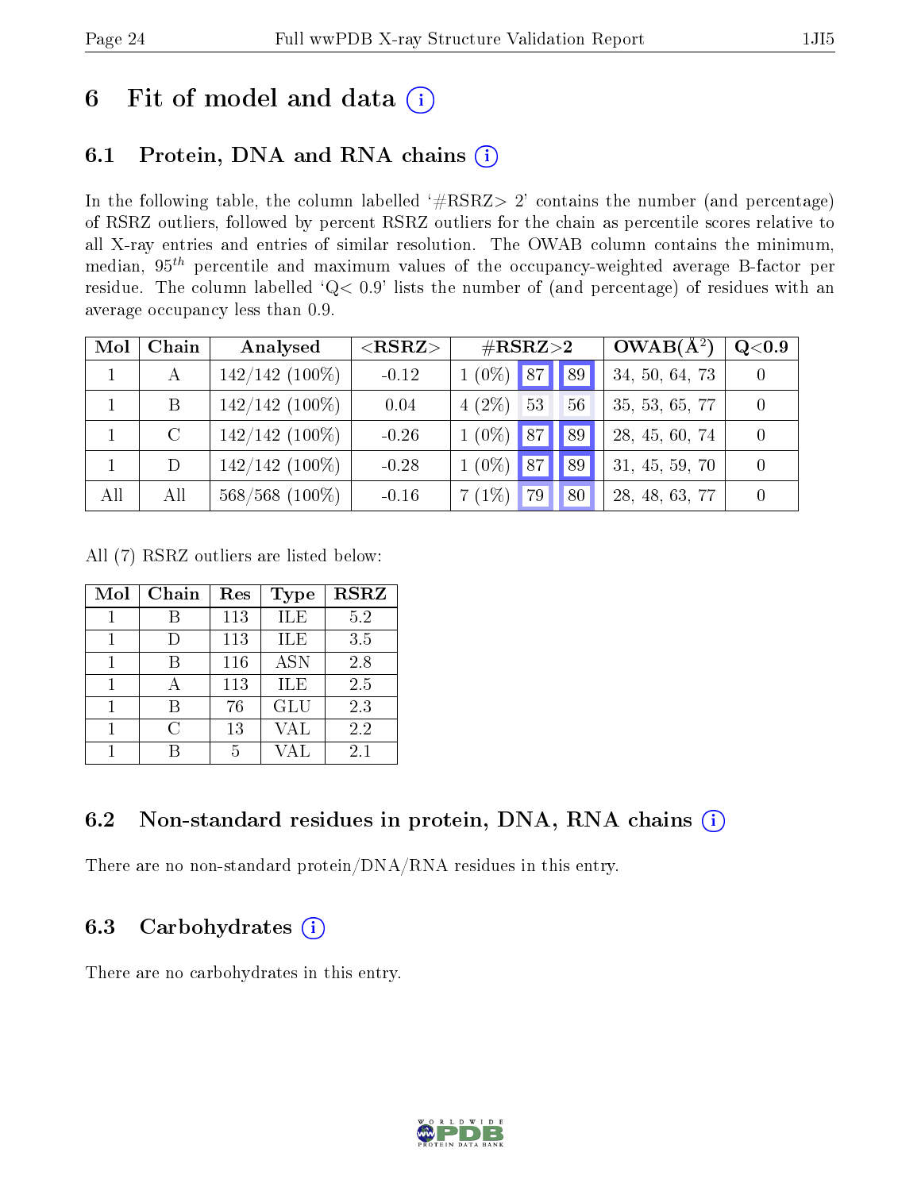# 6 Fit of model and data (i)

## 6.1 Protein, DNA and RNA chains (i)

In the following table, the column labelled '#RSRZ> 2' contains the number (and percentage) of RSRZ outliers, followed by percent RSRZ outliers for the chain as percentile scores relative to all X-ray entries and entries of similar resolution. The OWAB column contains the minimum, median, $95^{th}$ percentile and maximum values of the occupancy-weighted average B-factor per residue. The column labelled 'Q< 0.9' lists the number of (and percentage) of residues with an average occupancy less than 0.9.

| Mol | Chain | Analysed | <RSRZ> | #RSRZ>2 | | | OWAB(Å$^2$) | Q<0.9 |
|---|---|---|---|---|---|---|---|---|
| 1 | A | 142/142 (100%) | -0.12 | 1 (0%) | 87 | 89 | 34, 50, 64, 73 | 0 |
| 1 | B | 142/142 (100%) | 0.04 | 4 (2%) | 53 | 56 | 35, 53, 65, 77 | 0 |
| 1 | C | 142/142 (100%) | -0.26 | 1 (0%) | 87 | 89 | 28, 45, 60, 74 | 0 |
| 1 | D | 142/142 (100%) | -0.28 | 1 (0%) | 87 | 89 | 31, 45, 59, 70 | 0 |
| All | All | 568/568 (100%) | -0.16 | 7 (1%) | 79 | 80 | 28, 48, 63, 77 | 0 |

All (7) RSRZ outliers are listed below:

| Mol | Chain | Res | Type | RSRZ |
|---|---|---|---|---|
| 1 | B | 113 | ILE | 5.2 |
| 1 | D | 113 | ILE | 3.5 |
| 1 | B | 116 | ASN | 2.8 |
| 1 | A | 113 | ILE | 2.5 |
| 1 | B | 76 | GLU | 2.3 |
| 1 | C | 13 | VAL | 2.2 |
| 1 | B | 5 | VAL | 2.1 |

## 6.2 Non-standard residues in protein, DNA, RNA chains (i)

There are no non-standard protein/DNA/RNA residues in this entry.

## 6.3 Carbohydrates (i)

There are no carbohydrates in this entry.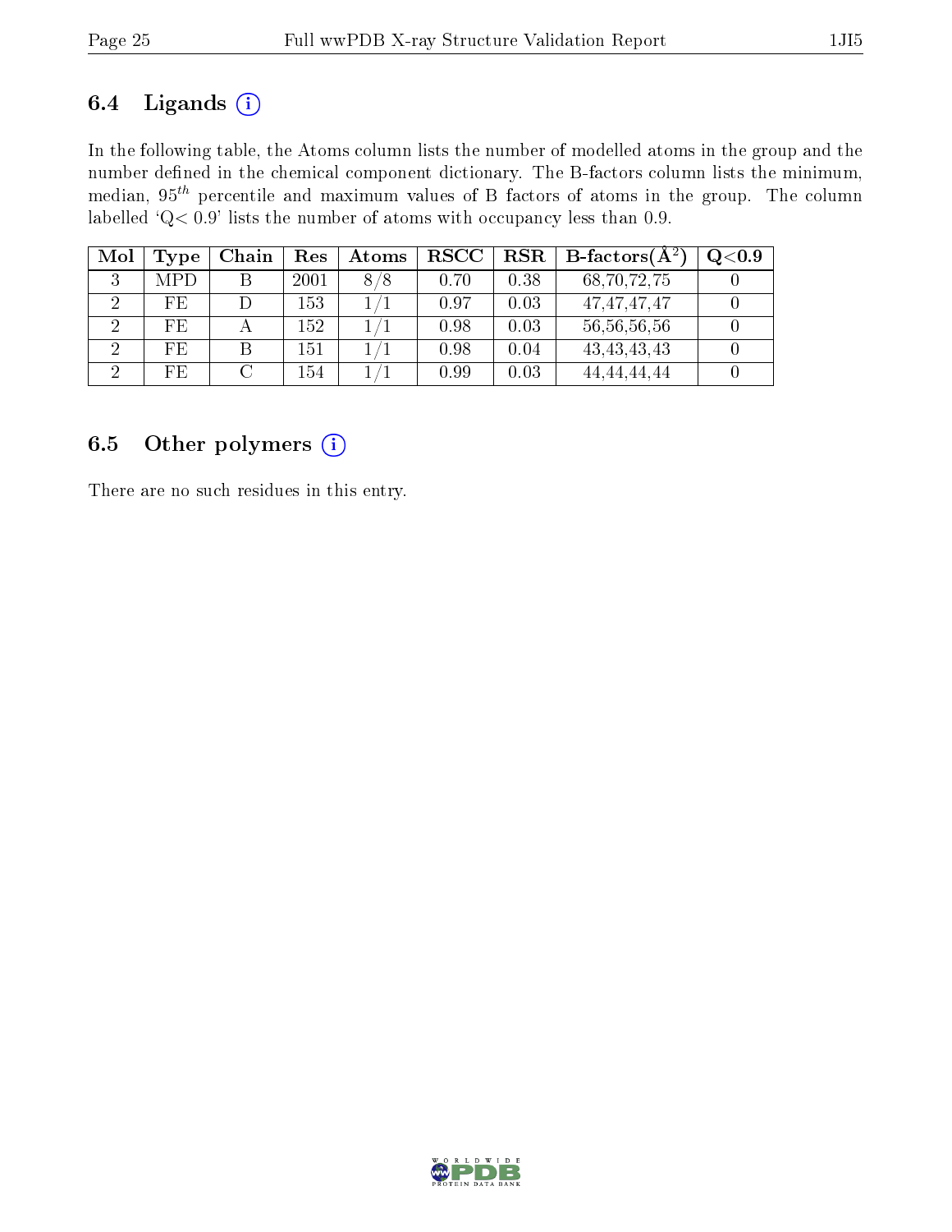### 6.4 Ligands

In the following table, the Atoms column lists the number of modelled atoms in the group and the number defined in the chemical component dictionary. The B-factors column lists the minimum, median, $95^{th}$ percentile and maximum values of B factors of atoms in the group. The column labelled 'Q< 0.9' lists the number of atoms with occupancy less than 0.9.

| Mol | Type | Chain | Res | Atoms | RSCC | RSR | B-factors(Å$^2$) | Q<0.9 |
|---|---|---|---|---|---|---|---|---|
| 3 | MPD | B | 2001 | 8/8 | 0.70 | 0.38 | 68,70,72,75 | 0 |
| 2 | FE | D | 153 | 1/1 | 0.97 | 0.03 | 47,47,47,47 | 0 |
| 2 | FE | A | 152 | 1/1 | 0.98 | 0.03 | 56,56,56,56 | 0 |
| 2 | FE | B | 151 | 1/1 | 0.98 | 0.04 | 43,43,43,43 | 0 |
| 2 | FE | C | 154 | 1/1 | 0.99 | 0.03 | 44,44,44,44 | 0 |

### 6.5 Other polymers

There are no such residues in this entry.